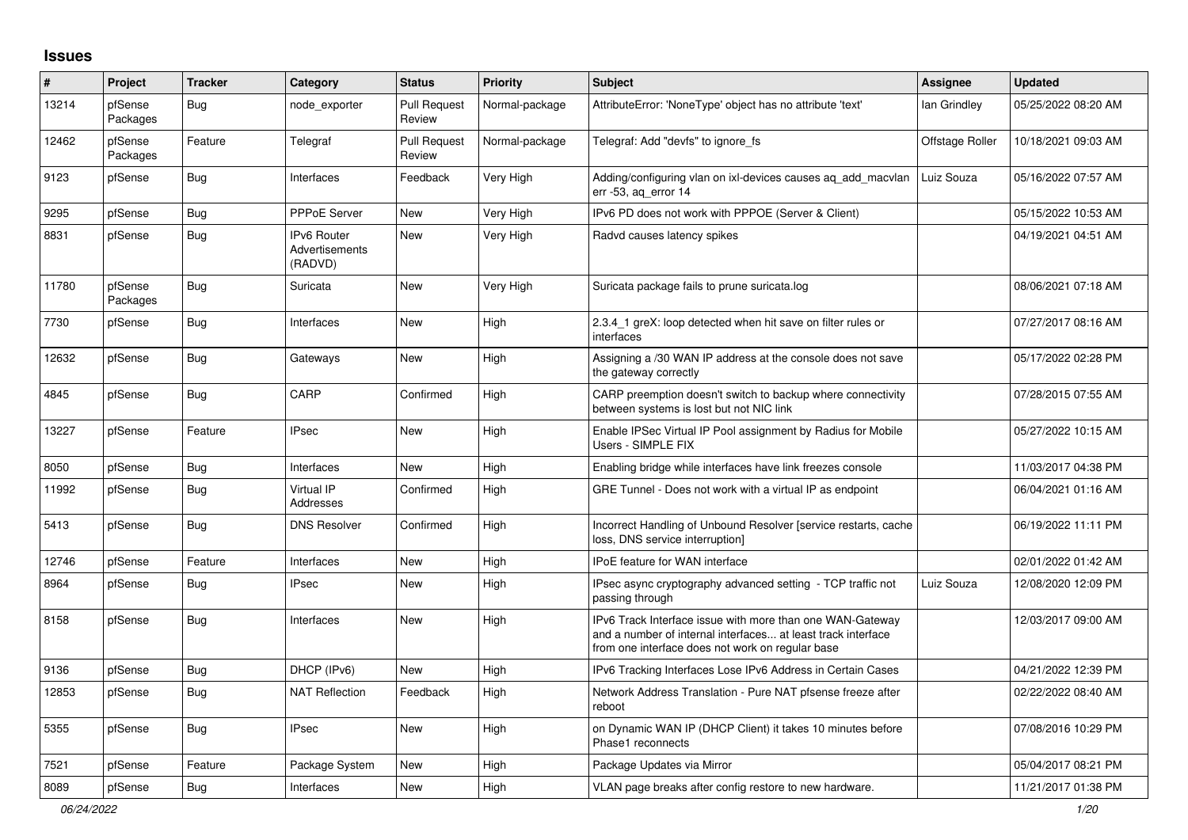# Issues

| # | Project | Tracker | Category | Status | Priority | Subject | Assignee | Updated |
|---|---|---|---|---|---|---|---|---|
| 13214 | pfSense Packages | Bug | node_exporter | Pull Request Review | Normal-package | AttributeError: 'NoneType' object has no attribute 'text' | Ian Grindley | 05/25/2022 08:20 AM |
| 12462 | pfSense Packages | Feature | Telegraf | Pull Request Review | Normal-package | Telegraf: Add "devfs" to ignore_fs | Offstage Roller | 10/18/2021 09:03 AM |
| 9123 | pfSense | Bug | Interfaces | Feedback | Very High | Adding/configuring vlan on ixl-devices causes aq_add_macvlan err -53, aq_error 14 | Luiz Souza | 05/16/2022 07:57 AM |
| 9295 | pfSense | Bug | PPPoE Server | New | Very High | IPv6 PD does not work with PPPOE (Server & Client) | | 05/15/2022 10:53 AM |
| 8831 | pfSense | Bug | IPv6 Router Advertisements (RADVD) | New | Very High | Radvd causes latency spikes | | 04/19/2021 04:51 AM |
| 11780 | pfSense Packages | Bug | Suricata | New | Very High | Suricata package fails to prune suricata.log | | 08/06/2021 07:18 AM |
| 7730 | pfSense | Bug | Interfaces | New | High | 2.3.4_1 greX: loop detected when hit save on filter rules or interfaces | | 07/27/2017 08:16 AM |
| 12632 | pfSense | Bug | Gateways | New | High | Assigning a /30 WAN IP address at the console does not save the gateway correctly | | 05/17/2022 02:28 PM |
| 4845 | pfSense | Bug | CARP | Confirmed | High | CARP preemption doesn't switch to backup where connectivity between systems is lost but not NIC link | | 07/28/2015 07:55 AM |
| 13227 | pfSense | Feature | IPsec | New | High | Enable IPSec Virtual IP Pool assignment by Radius for Mobile Users - SIMPLE FIX | | 05/27/2022 10:15 AM |
| 8050 | pfSense | Bug | Interfaces | New | High | Enabling bridge while interfaces have link freezes console | | 11/03/2017 04:38 PM |
| 11992 | pfSense | Bug | Virtual IP Addresses | Confirmed | High | GRE Tunnel - Does not work with a virtual IP as endpoint | | 06/04/2021 01:16 AM |
| 5413 | pfSense | Bug | DNS Resolver | Confirmed | High | Incorrect Handling of Unbound Resolver [service restarts, cache loss, DNS service interruption] | | 06/19/2022 11:11 PM |
| 12746 | pfSense | Feature | Interfaces | New | High | IPoE feature for WAN interface | | 02/01/2022 01:42 AM |
| 8964 | pfSense | Bug | IPsec | New | High | IPsec async cryptography advanced setting - TCP traffic not passing through | Luiz Souza | 12/08/2020 12:09 PM |
| 8158 | pfSense | Bug | Interfaces | New | High | IPv6 Track Interface issue with more than one WAN-Gateway and a number of internal interfaces... at least track interface from one interface does not work on regular base | | 12/03/2017 09:00 AM |
| 9136 | pfSense | Bug | DHCP (IPv6) | New | High | IPv6 Tracking Interfaces Lose IPv6 Address in Certain Cases | | 04/21/2022 12:39 PM |
| 12853 | pfSense | Bug | NAT Reflection | Feedback | High | Network Address Translation - Pure NAT pfsense freeze after reboot | | 02/22/2022 08:40 AM |
| 5355 | pfSense | Bug | IPsec | New | High | on Dynamic WAN IP (DHCP Client) it takes 10 minutes before Phase1 reconnects | | 07/08/2016 10:29 PM |
| 7521 | pfSense | Feature | Package System | New | High | Package Updates via Mirror | | 05/04/2017 08:21 PM |
| 8089 | pfSense | Bug | Interfaces | New | High | VLAN page breaks after config restore to new hardware. | | 11/21/2017 01:38 PM |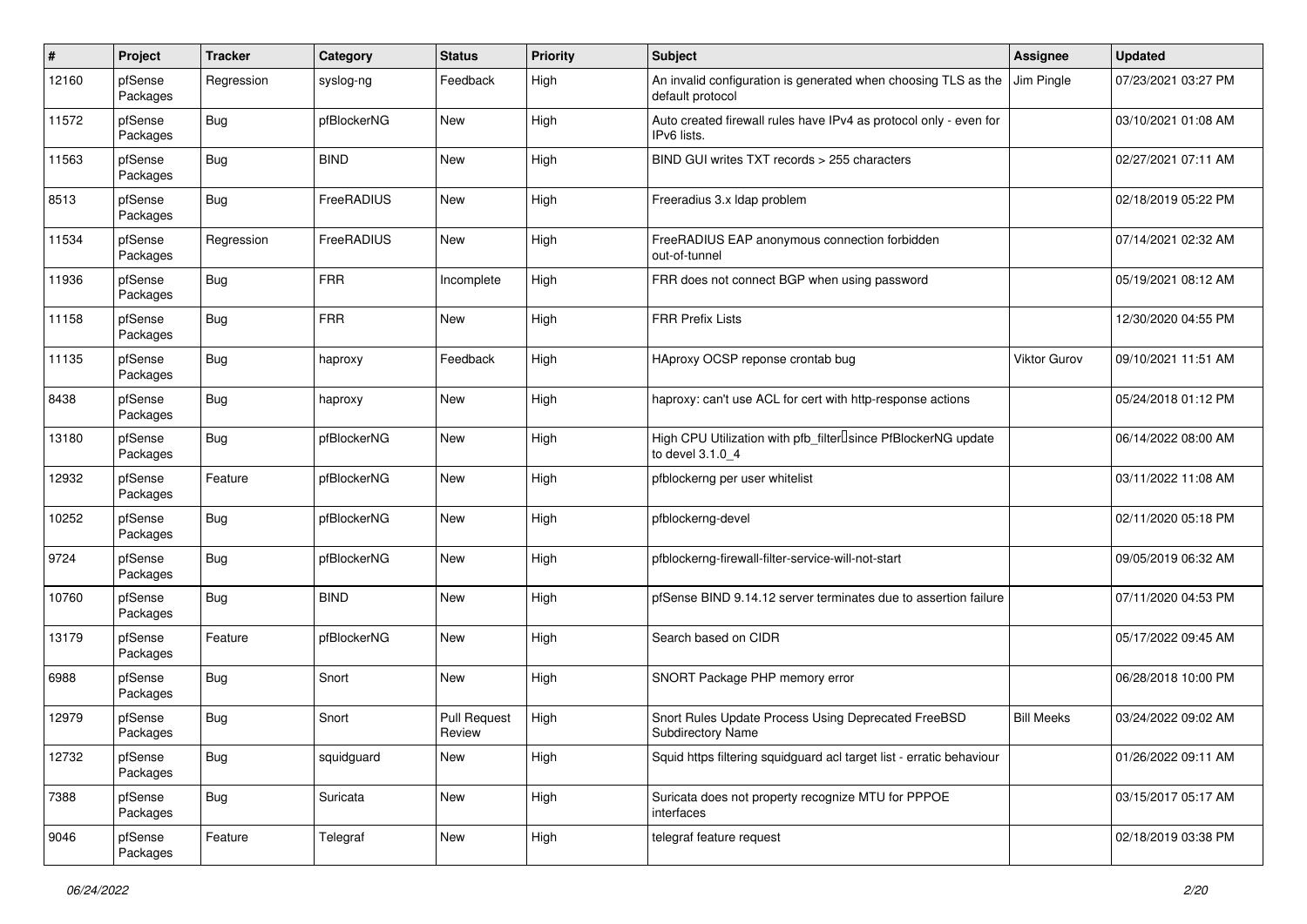| # | Project | Tracker | Category | Status | Priority | Subject | Assignee | Updated |
|---|---|---|---|---|---|---|---|---|
| 12160 | pfSense Packages | Regression | syslog-ng | Feedback | High | An invalid configuration is generated when choosing TLS as the default protocol | Jim Pingle | 07/23/2021 03:27 PM |
| 11572 | pfSense Packages | Bug | pfBlockerNG | New | High | Auto created firewall rules have IPv4 as protocol only - even for IPv6 lists. | | 03/10/2021 01:08 AM |
| 11563 | pfSense Packages | Bug | BIND | New | High | BIND GUI writes TXT records > 255 characters | | 02/27/2021 07:11 AM |
| 8513 | pfSense Packages | Bug | FreeRADIUS | New | High | Freeradius 3.x ldap problem | | 02/18/2019 05:22 PM |
| 11534 | pfSense Packages | Regression | FreeRADIUS | New | High | FreeRADIUS EAP anonymous connection forbidden out-of-tunnel | | 07/14/2021 02:32 AM |
| 11936 | pfSense Packages | Bug | FRR | Incomplete | High | FRR does not connect BGP when using password | | 05/19/2021 08:12 AM |
| 11158 | pfSense Packages | Bug | FRR | New | High | FRR Prefix Lists | | 12/30/2020 04:55 PM |
| 11135 | pfSense Packages | Bug | haproxy | Feedback | High | HAproxy OCSP reponse crontab bug | Viktor Gurov | 09/10/2021 11:51 AM |
| 8438 | pfSense Packages | Bug | haproxy | New | High | haproxy: can't use ACL for cert with http-response actions | | 05/24/2018 01:12 PM |
| 13180 | pfSense Packages | Bug | pfBlockerNG | New | High | High CPU Utilization with pfb_filter since PfBlockerNG update to devel 3.1.0_4 | | 06/14/2022 08:00 AM |
| 12932 | pfSense Packages | Feature | pfBlockerNG | New | High | pfblockerng per user whitelist | | 03/11/2022 11:08 AM |
| 10252 | pfSense Packages | Bug | pfBlockerNG | New | High | pfblockerng-devel | | 02/11/2020 05:18 PM |
| 9724 | pfSense Packages | Bug | pfBlockerNG | New | High | pfblockerng-firewall-filter-service-will-not-start | | 09/05/2019 06:32 AM |
| 10760 | pfSense Packages | Bug | BIND | New | High | pfSense BIND 9.14.12 server terminates due to assertion failure | | 07/11/2020 04:53 PM |
| 13179 | pfSense Packages | Feature | pfBlockerNG | New | High | Search based on CIDR | | 05/17/2022 09:45 AM |
| 6988 | pfSense Packages | Bug | Snort | New | High | SNORT Package PHP memory error | | 06/28/2018 10:00 PM |
| 12979 | pfSense Packages | Bug | Snort | Pull Request Review | High | Snort Rules Update Process Using Deprecated FreeBSD Subdirectory Name | Bill Meeks | 03/24/2022 09:02 AM |
| 12732 | pfSense Packages | Bug | squidguard | New | High | Squid https filtering squidguard acl target list - erratic behaviour | | 01/26/2022 09:11 AM |
| 7388 | pfSense Packages | Bug | Suricata | New | High | Suricata does not property recognize MTU for PPPOE interfaces | | 03/15/2017 05:17 AM |
| 9046 | pfSense Packages | Feature | Telegraf | New | High | telegraf feature request | | 02/18/2019 03:38 PM |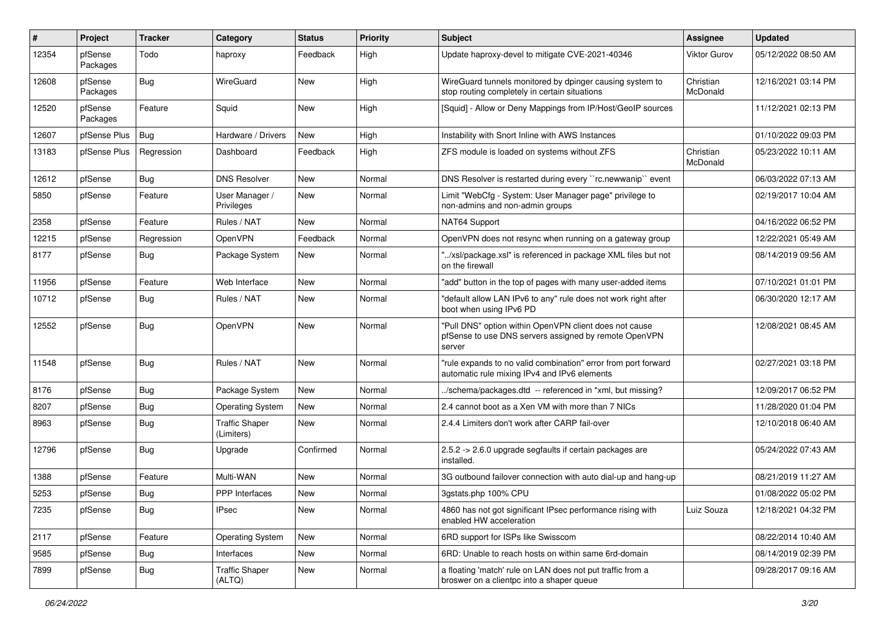| # | Project | Tracker | Category | Status | Priority | Subject | Assignee | Updated |
|---|---|---|---|---|---|---|---|---|
| 12354 | pfSense Packages | Todo | haproxy | Feedback | High | Update haproxy-devel to mitigate CVE-2021-40346 | Viktor Gurov | 05/12/2022 08:50 AM |
| 12608 | pfSense Packages | Bug | WireGuard | New | High | WireGuard tunnels monitored by dpinger causing system to stop routing completely in certain situations | Christian McDonald | 12/16/2021 03:14 PM |
| 12520 | pfSense Packages | Feature | Squid | New | High | [Squid] - Allow or Deny Mappings from IP/Host/GeoIP sources | | 11/12/2021 02:13 PM |
| 12607 | pfSense Plus | Bug | Hardware / Drivers | New | High | Instability with Snort Inline with AWS Instances | | 01/10/2022 09:03 PM |
| 13183 | pfSense Plus | Regression | Dashboard | Feedback | High | ZFS module is loaded on systems without ZFS | Christian McDonald | 05/23/2022 10:11 AM |
| 12612 | pfSense | Bug | DNS Resolver | New | Normal | DNS Resolver is restarted during every ``rc.newwanip`` event | | 06/03/2022 07:13 AM |
| 5850 | pfSense | Feature | User Manager / Privileges | New | Normal | Limit "WebCfg - System: User Manager page" privilege to non-admins and non-admin groups | | 02/19/2017 10:04 AM |
| 2358 | pfSense | Feature | Rules / NAT | New | Normal | NAT64 Support | | 04/16/2022 06:52 PM |
| 12215 | pfSense | Regression | OpenVPN | Feedback | Normal | OpenVPN does not resync when running on a gateway group | | 12/22/2021 05:49 AM |
| 8177 | pfSense | Bug | Package System | New | Normal | "../xsl/package.xsl" is referenced in package XML files but not on the firewall | | 08/14/2019 09:56 AM |
| 11956 | pfSense | Feature | Web Interface | New | Normal | "add" button in the top of pages with many user-added items | | 07/10/2021 01:01 PM |
| 10712 | pfSense | Bug | Rules / NAT | New | Normal | "default allow LAN IPv6 to any" rule does not work right after boot when using IPv6 PD | | 06/30/2020 12:17 AM |
| 12552 | pfSense | Bug | OpenVPN | New | Normal | "Pull DNS" option within OpenVPN client does not cause pfSense to use DNS servers assigned by remote OpenVPN server | | 12/08/2021 08:45 AM |
| 11548 | pfSense | Bug | Rules / NAT | New | Normal | "rule expands to no valid combination" error from port forward automatic rule mixing IPv4 and IPv6 elements | | 02/27/2021 03:18 PM |
| 8176 | pfSense | Bug | Package System | New | Normal | ../schema/packages.dtd -- referenced in *xml, but missing? | | 12/09/2017 06:52 PM |
| 8207 | pfSense | Bug | Operating System | New | Normal | 2.4 cannot boot as a Xen VM with more than 7 NICs | | 11/28/2020 01:04 PM |
| 8963 | pfSense | Bug | Traffic Shaper (Limiters) | New | Normal | 2.4.4 Limiters don't work after CARP fail-over | | 12/10/2018 06:40 AM |
| 12796 | pfSense | Bug | Upgrade | Confirmed | Normal | 2.5.2 -> 2.6.0 upgrade segfaults if certain packages are installed. | | 05/24/2022 07:43 AM |
| 1388 | pfSense | Feature | Multi-WAN | New | Normal | 3G outbound failover connection with auto dial-up and hang-up | | 08/21/2019 11:27 AM |
| 5253 | pfSense | Bug | PPP Interfaces | New | Normal | 3gstats.php 100% CPU | | 01/08/2022 05:02 PM |
| 7235 | pfSense | Bug | IPsec | New | Normal | 4860 has not got significant IPsec performance rising with enabled HW acceleration | Luiz Souza | 12/18/2021 04:32 PM |
| 2117 | pfSense | Feature | Operating System | New | Normal | 6RD support for ISPs like Swisscom | | 08/22/2014 10:40 AM |
| 9585 | pfSense | Bug | Interfaces | New | Normal | 6RD: Unable to reach hosts on within same 6rd-domain | | 08/14/2019 02:39 PM |
| 7899 | pfSense | Bug | Traffic Shaper (ALTQ) | New | Normal | a floating 'match' rule on LAN does not put traffic from a broswer on a clientpc into a shaper queue | | 09/28/2017 09:16 AM |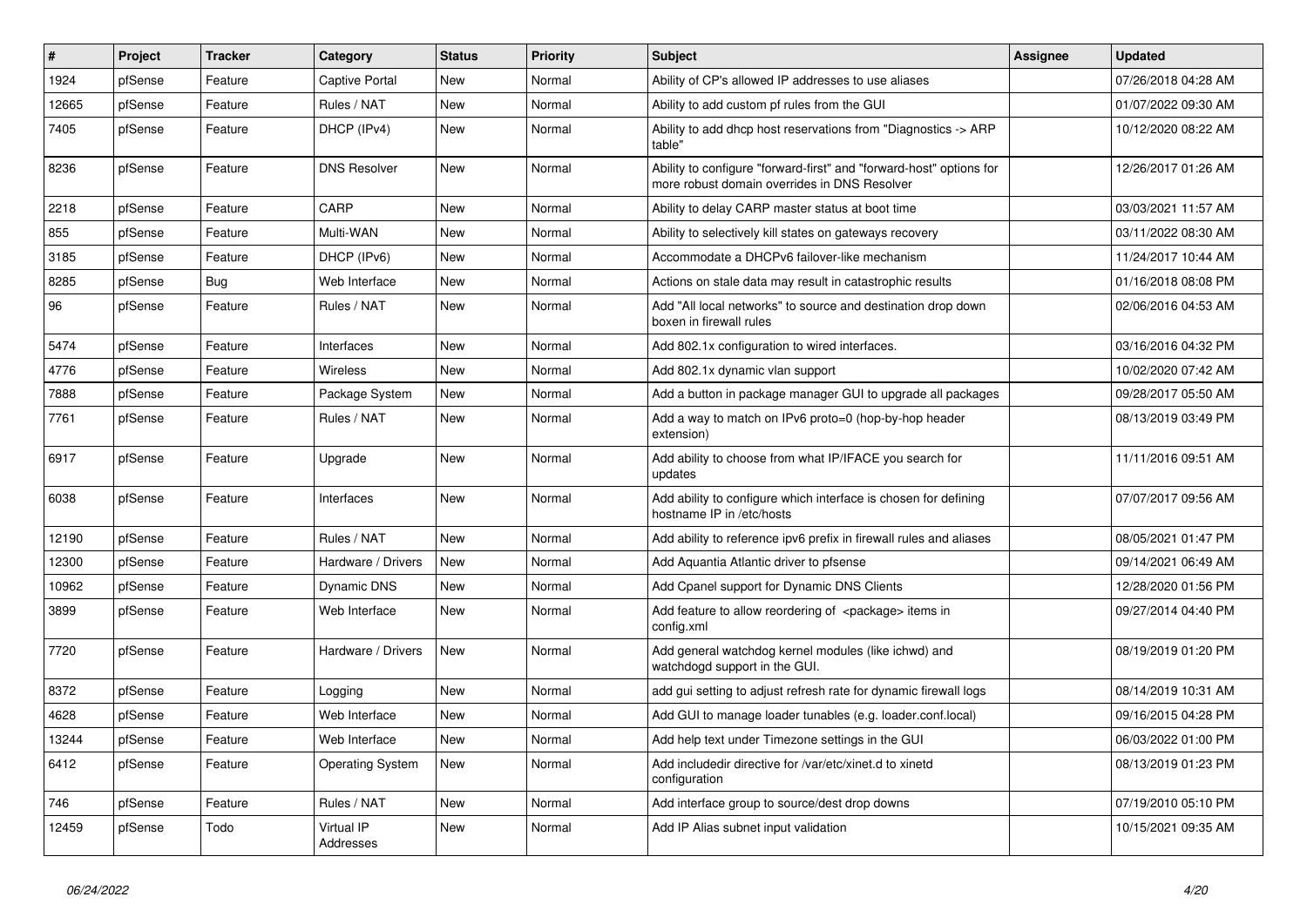| # | Project | Tracker | Category | Status | Priority | Subject | Assignee | Updated |
|---|---|---|---|---|---|---|---|---|
| 1924 | pfSense | Feature | Captive Portal | New | Normal | Ability of CP's allowed IP addresses to use aliases | | 07/26/2018 04:28 AM |
| 12665 | pfSense | Feature | Rules / NAT | New | Normal | Ability to add custom pf rules from the GUI | | 01/07/2022 09:30 AM |
| 7405 | pfSense | Feature | DHCP (IPv4) | New | Normal | Ability to add dhcp host reservations from "Diagnostics -> ARP table" | | 10/12/2020 08:22 AM |
| 8236 | pfSense | Feature | DNS Resolver | New | Normal | Ability to configure "forward-first" and "forward-host" options for more robust domain overrides in DNS Resolver | | 12/26/2017 01:26 AM |
| 2218 | pfSense | Feature | CARP | New | Normal | Ability to delay CARP master status at boot time | | 03/03/2021 11:57 AM |
| 855 | pfSense | Feature | Multi-WAN | New | Normal | Ability to selectively kill states on gateways recovery | | 03/11/2022 08:30 AM |
| 3185 | pfSense | Feature | DHCP (IPv6) | New | Normal | Accommodate a DHCPv6 failover-like mechanism | | 11/24/2017 10:44 AM |
| 8285 | pfSense | Bug | Web Interface | New | Normal | Actions on stale data may result in catastrophic results | | 01/16/2018 08:08 PM |
| 96 | pfSense | Feature | Rules / NAT | New | Normal | Add "All local networks" to source and destination drop down boxen in firewall rules | | 02/06/2016 04:53 AM |
| 5474 | pfSense | Feature | Interfaces | New | Normal | Add 802.1x configuration to wired interfaces. | | 03/16/2016 04:32 PM |
| 4776 | pfSense | Feature | Wireless | New | Normal | Add 802.1x dynamic vlan support | | 10/02/2020 07:42 AM |
| 7888 | pfSense | Feature | Package System | New | Normal | Add a button in package manager GUI to upgrade all packages | | 09/28/2017 05:50 AM |
| 7761 | pfSense | Feature | Rules / NAT | New | Normal | Add a way to match on IPv6 proto=0 (hop-by-hop header extension) | | 08/13/2019 03:49 PM |
| 6917 | pfSense | Feature | Upgrade | New | Normal | Add ability to choose from what IP/IFACE you search for updates | | 11/11/2016 09:51 AM |
| 6038 | pfSense | Feature | Interfaces | New | Normal | Add ability to configure which interface is chosen for defining hostname IP in /etc/hosts | | 07/07/2017 09:56 AM |
| 12190 | pfSense | Feature | Rules / NAT | New | Normal | Add ability to reference ipv6 prefix in firewall rules and aliases | | 08/05/2021 01:47 PM |
| 12300 | pfSense | Feature | Hardware / Drivers | New | Normal | Add Aquantia Atlantic driver to pfsense | | 09/14/2021 06:49 AM |
| 10962 | pfSense | Feature | Dynamic DNS | New | Normal | Add Cpanel support for Dynamic DNS Clients | | 12/28/2020 01:56 PM |
| 3899 | pfSense | Feature | Web Interface | New | Normal | Add feature to allow reordering of <package> items in config.xml | | 09/27/2014 04:40 PM |
| 7720 | pfSense | Feature | Hardware / Drivers | New | Normal | Add general watchdog kernel modules (like ichwd) and watchdogd support in the GUI. | | 08/19/2019 01:20 PM |
| 8372 | pfSense | Feature | Logging | New | Normal | add gui setting to adjust refresh rate for dynamic firewall logs | | 08/14/2019 10:31 AM |
| 4628 | pfSense | Feature | Web Interface | New | Normal | Add GUI to manage loader tunables (e.g. loader.conf.local) | | 09/16/2015 04:28 PM |
| 13244 | pfSense | Feature | Web Interface | New | Normal | Add help text under Timezone settings in the GUI | | 06/03/2022 01:00 PM |
| 6412 | pfSense | Feature | Operating System | New | Normal | Add includedir directive for /var/etc/xinet.d to xinetd configuration | | 08/13/2019 01:23 PM |
| 746 | pfSense | Feature | Rules / NAT | New | Normal | Add interface group to source/dest drop downs | | 07/19/2010 05:10 PM |
| 12459 | pfSense | Todo | Virtual IP Addresses | New | Normal | Add IP Alias subnet input validation | | 10/15/2021 09:35 AM |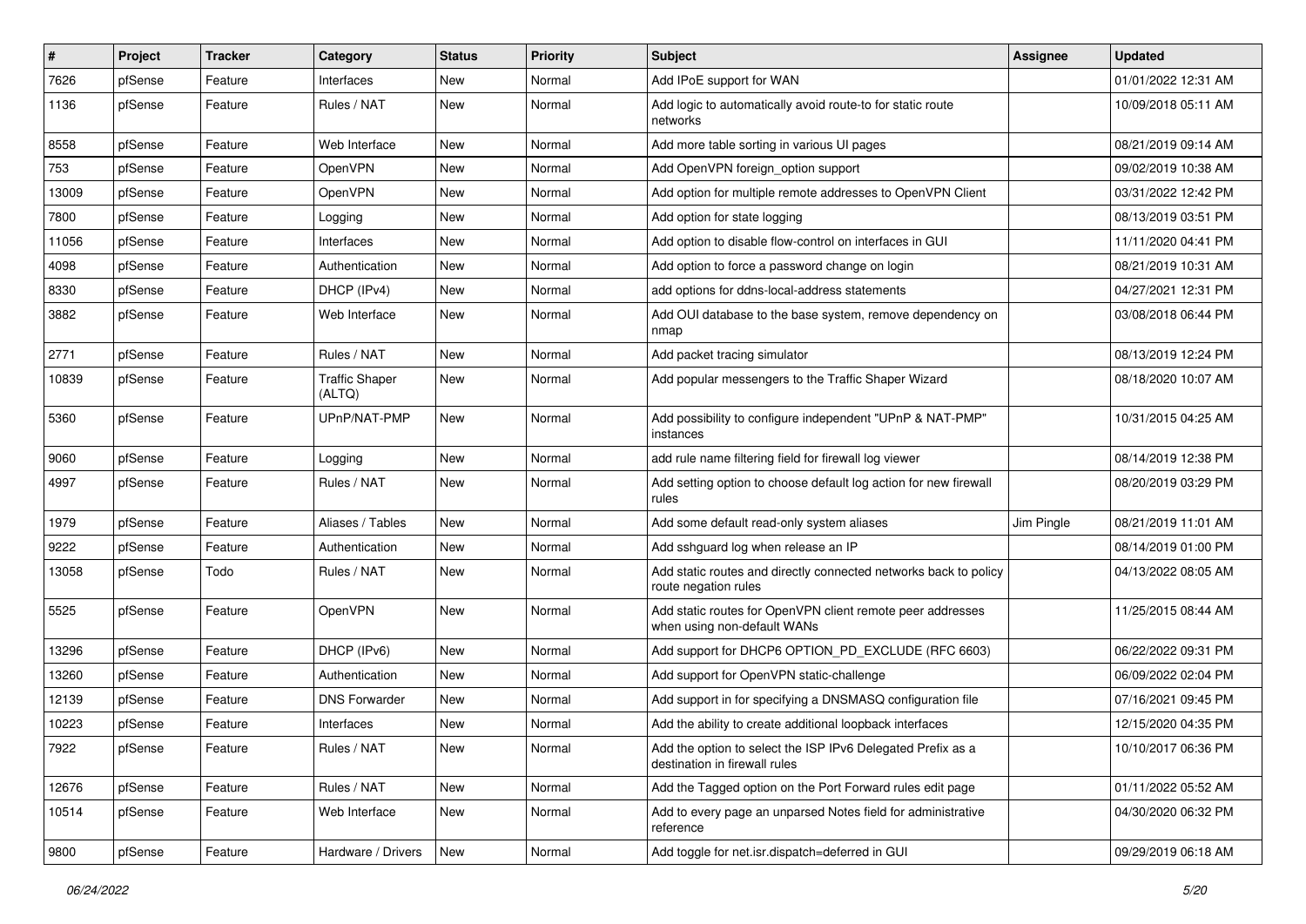| # | Project | Tracker | Category | Status | Priority | Subject | Assignee | Updated |
|---|---|---|---|---|---|---|---|---|
| 7626 | pfSense | Feature | Interfaces | New | Normal | Add IPoE support for WAN | | 01/01/2022 12:31 AM |
| 1136 | pfSense | Feature | Rules / NAT | New | Normal | Add logic to automatically avoid route-to for static route networks | | 10/09/2018 05:11 AM |
| 8558 | pfSense | Feature | Web Interface | New | Normal | Add more table sorting in various UI pages | | 08/21/2019 09:14 AM |
| 753 | pfSense | Feature | OpenVPN | New | Normal | Add OpenVPN foreign_option support | | 09/02/2019 10:38 AM |
| 13009 | pfSense | Feature | OpenVPN | New | Normal | Add option for multiple remote addresses to OpenVPN Client | | 03/31/2022 12:42 PM |
| 7800 | pfSense | Feature | Logging | New | Normal | Add option for state logging | | 08/13/2019 03:51 PM |
| 11056 | pfSense | Feature | Interfaces | New | Normal | Add option to disable flow-control on interfaces in GUI | | 11/11/2020 04:41 PM |
| 4098 | pfSense | Feature | Authentication | New | Normal | Add option to force a password change on login | | 08/21/2019 10:31 AM |
| 8330 | pfSense | Feature | DHCP (IPv4) | New | Normal | add options for ddns-local-address statements | | 04/27/2021 12:31 PM |
| 3882 | pfSense | Feature | Web Interface | New | Normal | Add OUI database to the base system, remove dependency on nmap | | 03/08/2018 06:44 PM |
| 2771 | pfSense | Feature | Rules / NAT | New | Normal | Add packet tracing simulator | | 08/13/2019 12:24 PM |
| 10839 | pfSense | Feature | Traffic Shaper (ALTQ) | New | Normal | Add popular messengers to the Traffic Shaper Wizard | | 08/18/2020 10:07 AM |
| 5360 | pfSense | Feature | UPnP/NAT-PMP | New | Normal | Add possibility to configure independent "UPnP & NAT-PMP" instances | | 10/31/2015 04:25 AM |
| 9060 | pfSense | Feature | Logging | New | Normal | add rule name filtering field for firewall log viewer | | 08/14/2019 12:38 PM |
| 4997 | pfSense | Feature | Rules / NAT | New | Normal | Add setting option to choose default log action for new firewall rules | | 08/20/2019 03:29 PM |
| 1979 | pfSense | Feature | Aliases / Tables | New | Normal | Add some default read-only system aliases | Jim Pingle | 08/21/2019 11:01 AM |
| 9222 | pfSense | Feature | Authentication | New | Normal | Add sshguard log when release an IP | | 08/14/2019 01:00 PM |
| 13058 | pfSense | Todo | Rules / NAT | New | Normal | Add static routes and directly connected networks back to policy route negation rules | | 04/13/2022 08:05 AM |
| 5525 | pfSense | Feature | OpenVPN | New | Normal | Add static routes for OpenVPN client remote peer addresses when using non-default WANs | | 11/25/2015 08:44 AM |
| 13296 | pfSense | Feature | DHCP (IPv6) | New | Normal | Add support for DHCP6 OPTION_PD_EXCLUDE (RFC 6603) | | 06/22/2022 09:31 PM |
| 13260 | pfSense | Feature | Authentication | New | Normal | Add support for OpenVPN static-challenge | | 06/09/2022 02:04 PM |
| 12139 | pfSense | Feature | DNS Forwarder | New | Normal | Add support in for specifying a DNSMASQ configuration file | | 07/16/2021 09:45 PM |
| 10223 | pfSense | Feature | Interfaces | New | Normal | Add the ability to create additional loopback interfaces | | 12/15/2020 04:35 PM |
| 7922 | pfSense | Feature | Rules / NAT | New | Normal | Add the option to select the ISP IPv6 Delegated Prefix as a destination in firewall rules | | 10/10/2017 06:36 PM |
| 12676 | pfSense | Feature | Rules / NAT | New | Normal | Add the Tagged option on the Port Forward rules edit page | | 01/11/2022 05:52 AM |
| 10514 | pfSense | Feature | Web Interface | New | Normal | Add to every page an unparsed Notes field for administrative reference | | 04/30/2020 06:32 PM |
| 9800 | pfSense | Feature | Hardware / Drivers | New | Normal | Add toggle for net.isr.dispatch=deferred in GUI | | 09/29/2019 06:18 AM |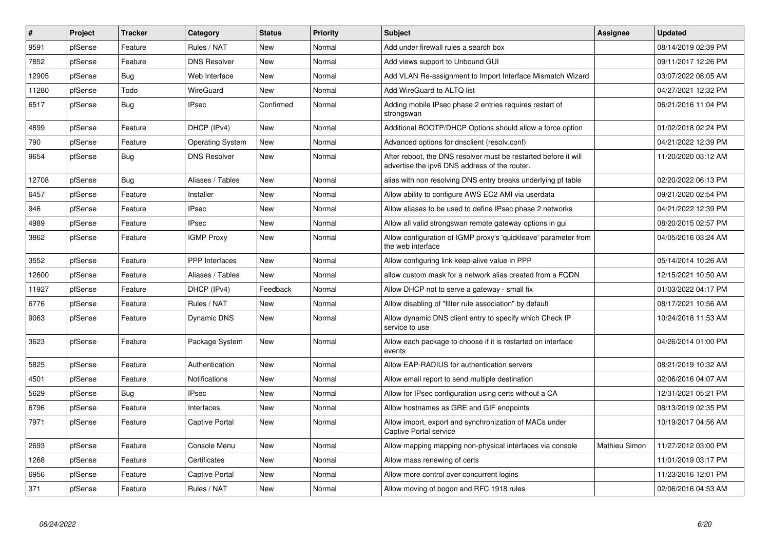| # | Project | Tracker | Category | Status | Priority | Subject | Assignee | Updated |
|---|---|---|---|---|---|---|---|---|
| 9591 | pfSense | Feature | Rules / NAT | New | Normal | Add under firewall rules a search box | | 08/14/2019 02:39 PM |
| 7852 | pfSense | Feature | DNS Resolver | New | Normal | Add views support to Unbound GUI | | 09/11/2017 12:26 PM |
| 12905 | pfSense | Bug | Web Interface | New | Normal | Add VLAN Re-assignment to Import Interface Mismatch Wizard | | 03/07/2022 08:05 AM |
| 11280 | pfSense | Todo | WireGuard | New | Normal | Add WireGuard to ALTQ list | | 04/27/2021 12:32 PM |
| 6517 | pfSense | Bug | IPsec | Confirmed | Normal | Adding mobile IPsec phase 2 entries requires restart of strongswan | | 06/21/2016 11:04 PM |
| 4899 | pfSense | Feature | DHCP (IPv4) | New | Normal | Additional BOOTP/DHCP Options should allow a force option | | 01/02/2018 02:24 PM |
| 790 | pfSense | Feature | Operating System | New | Normal | Advanced options for dnsclient (resolv.conf) | | 04/21/2022 12:39 PM |
| 9654 | pfSense | Bug | DNS Resolver | New | Normal | After reboot, the DNS resolver must be restarted before it will advertise the ipv6 DNS address of the router. | | 11/20/2020 03:12 AM |
| 12708 | pfSense | Bug | Aliases / Tables | New | Normal | alias with non resolving DNS entry breaks underlying pf table | | 02/20/2022 06:13 PM |
| 6457 | pfSense | Feature | Installer | New | Normal | Allow ability to configure AWS EC2 AMI via userdata | | 09/21/2020 02:54 PM |
| 946 | pfSense | Feature | IPsec | New | Normal | Allow aliases to be used to define IPsec phase 2 networks | | 04/21/2022 12:39 PM |
| 4989 | pfSense | Feature | IPsec | New | Normal | Allow all valid strongswan remote gateway options in gui | | 08/20/2015 02:57 PM |
| 3862 | pfSense | Feature | IGMP Proxy | New | Normal | Allow configuration of IGMP proxy's 'quickleave' parameter from the web interface | | 04/05/2016 03:24 AM |
| 3552 | pfSense | Feature | PPP Interfaces | New | Normal | Allow configuring link keep-alive value in PPP | | 05/14/2014 10:26 AM |
| 12600 | pfSense | Feature | Aliases / Tables | New | Normal | allow custom mask for a network alias created from a FQDN | | 12/15/2021 10:50 AM |
| 11927 | pfSense | Feature | DHCP (IPv4) | Feedback | Normal | Allow DHCP not to serve a gateway - small fix | | 01/03/2022 04:17 PM |
| 6776 | pfSense | Feature | Rules / NAT | New | Normal | Allow disabling of "filter rule association" by default | | 08/17/2021 10:56 AM |
| 9063 | pfSense | Feature | Dynamic DNS | New | Normal | Allow dynamic DNS client entry to specify which Check IP service to use | | 10/24/2018 11:53 AM |
| 3623 | pfSense | Feature | Package System | New | Normal | Allow each package to choose if it is restarted on interface events | | 04/26/2014 01:00 PM |
| 5825 | pfSense | Feature | Authentication | New | Normal | Allow EAP-RADIUS for authentication servers | | 08/21/2019 10:32 AM |
| 4501 | pfSense | Feature | Notifications | New | Normal | Allow email report to send multiple destination | | 02/06/2016 04:07 AM |
| 5629 | pfSense | Bug | IPsec | New | Normal | Allow for IPsec configuration using certs without a CA | | 12/31/2021 05:21 PM |
| 6796 | pfSense | Feature | Interfaces | New | Normal | Allow hostnames as GRE and GIF endpoints | | 08/13/2019 02:35 PM |
| 7971 | pfSense | Feature | Captive Portal | New | Normal | Allow import, export and synchronization of MACs under Captive Portal service | | 10/19/2017 04:56 AM |
| 2693 | pfSense | Feature | Console Menu | New | Normal | Allow mapping mapping non-physical interfaces via console | Mathieu Simon | 11/27/2012 03:00 PM |
| 1268 | pfSense | Feature | Certificates | New | Normal | Allow mass renewing of certs | | 11/01/2019 03:17 PM |
| 6956 | pfSense | Feature | Captive Portal | New | Normal | Allow more control over concurrent logins | | 11/23/2016 12:01 PM |
| 371 | pfSense | Feature | Rules / NAT | New | Normal | Allow moving of bogon and RFC 1918 rules | | 02/06/2016 04:53 AM |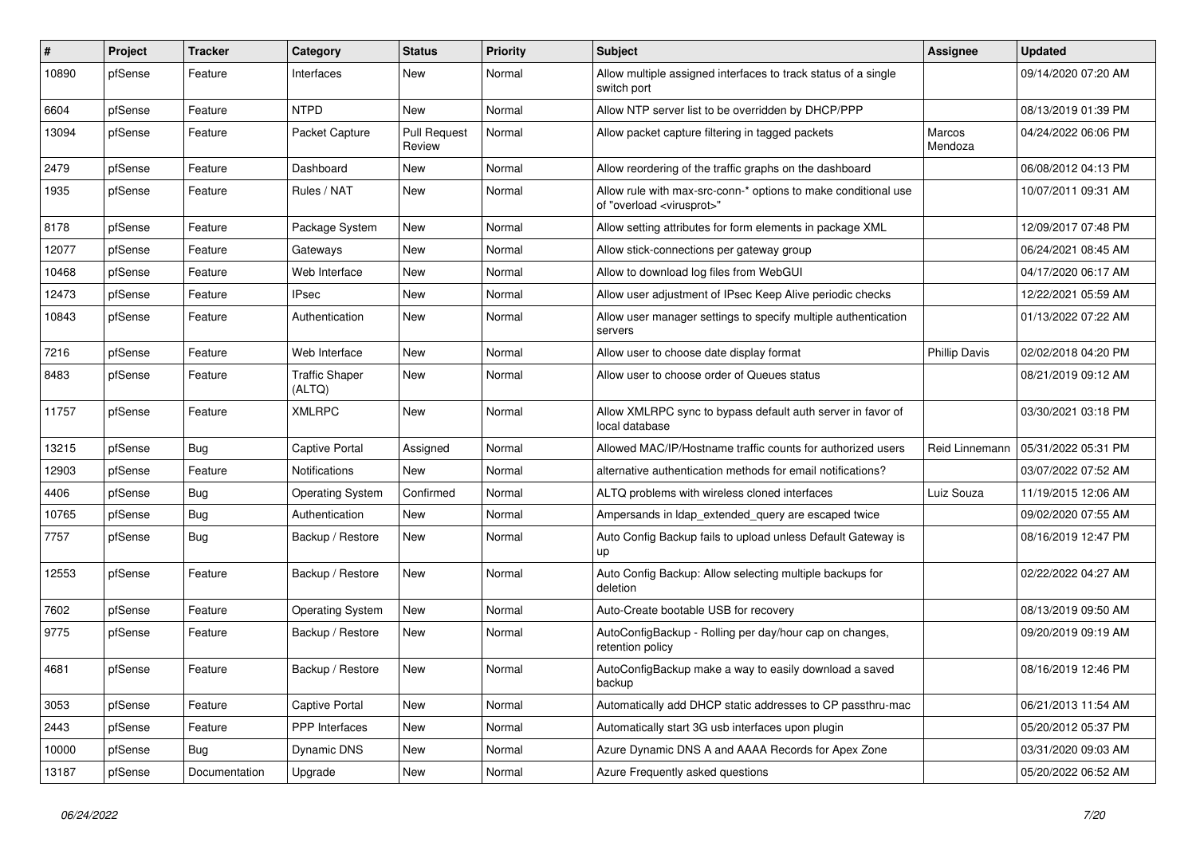| # | Project | Tracker | Category | Status | Priority | Subject | Assignee | Updated |
|---|---|---|---|---|---|---|---|---|
| 10890 | pfSense | Feature | Interfaces | New | Normal | Allow multiple assigned interfaces to track status of a single switch port | | 09/14/2020 07:20 AM |
| 6604 | pfSense | Feature | NTPD | New | Normal | Allow NTP server list to be overridden by DHCP/PPP | | 08/13/2019 01:39 PM |
| 13094 | pfSense | Feature | Packet Capture | Pull Request Review | Normal | Allow packet capture filtering in tagged packets | Marcos Mendoza | 04/24/2022 06:06 PM |
| 2479 | pfSense | Feature | Dashboard | New | Normal | Allow reordering of the traffic graphs on the dashboard | | 06/08/2012 04:13 PM |
| 1935 | pfSense | Feature | Rules / NAT | New | Normal | Allow rule with max-src-conn-* options to make conditional use of "overload <virusprot>" | | 10/07/2011 09:31 AM |
| 8178 | pfSense | Feature | Package System | New | Normal | Allow setting attributes for form elements in package XML | | 12/09/2017 07:48 PM |
| 12077 | pfSense | Feature | Gateways | New | Normal | Allow stick-connections per gateway group | | 06/24/2021 08:45 AM |
| 10468 | pfSense | Feature | Web Interface | New | Normal | Allow to download log files from WebGUI | | 04/17/2020 06:17 AM |
| 12473 | pfSense | Feature | IPsec | New | Normal | Allow user adjustment of IPsec Keep Alive periodic checks | | 12/22/2021 05:59 AM |
| 10843 | pfSense | Feature | Authentication | New | Normal | Allow user manager settings to specify multiple authentication servers | | 01/13/2022 07:22 AM |
| 7216 | pfSense | Feature | Web Interface | New | Normal | Allow user to choose date display format | Phillip Davis | 02/02/2018 04:20 PM |
| 8483 | pfSense | Feature | Traffic Shaper (ALTQ) | New | Normal | Allow user to choose order of Queues status | | 08/21/2019 09:12 AM |
| 11757 | pfSense | Feature | XMLRPC | New | Normal | Allow XMLRPC sync to bypass default auth server in favor of local database | | 03/30/2021 03:18 PM |
| 13215 | pfSense | Bug | Captive Portal | Assigned | Normal | Allowed MAC/IP/Hostname traffic counts for authorized users | Reid Linnemann | 05/31/2022 05:31 PM |
| 12903 | pfSense | Feature | Notifications | New | Normal | alternative authentication methods for email notifications? | | 03/07/2022 07:52 AM |
| 4406 | pfSense | Bug | Operating System | Confirmed | Normal | ALTQ problems with wireless cloned interfaces | Luiz Souza | 11/19/2015 12:06 AM |
| 10765 | pfSense | Bug | Authentication | New | Normal | Ampersands in ldap_extended_query are escaped twice | | 09/02/2020 07:55 AM |
| 7757 | pfSense | Bug | Backup / Restore | New | Normal | Auto Config Backup fails to upload unless Default Gateway is up | | 08/16/2019 12:47 PM |
| 12553 | pfSense | Feature | Backup / Restore | New | Normal | Auto Config Backup: Allow selecting multiple backups for deletion | | 02/22/2022 04:27 AM |
| 7602 | pfSense | Feature | Operating System | New | Normal | Auto-Create bootable USB for recovery | | 08/13/2019 09:50 AM |
| 9775 | pfSense | Feature | Backup / Restore | New | Normal | AutoConfigBackup - Rolling per day/hour cap on changes, retention policy | | 09/20/2019 09:19 AM |
| 4681 | pfSense | Feature | Backup / Restore | New | Normal | AutoConfigBackup make a way to easily download a saved backup | | 08/16/2019 12:46 PM |
| 3053 | pfSense | Feature | Captive Portal | New | Normal | Automatically add DHCP static addresses to CP passthru-mac | | 06/21/2013 11:54 AM |
| 2443 | pfSense | Feature | PPP Interfaces | New | Normal | Automatically start 3G usb interfaces upon plugin | | 05/20/2012 05:37 PM |
| 10000 | pfSense | Bug | Dynamic DNS | New | Normal | Azure Dynamic DNS A and AAAA Records for Apex Zone | | 03/31/2020 09:03 AM |
| 13187 | pfSense | Documentation | Upgrade | New | Normal | Azure Frequently asked questions | | 05/20/2022 06:52 AM |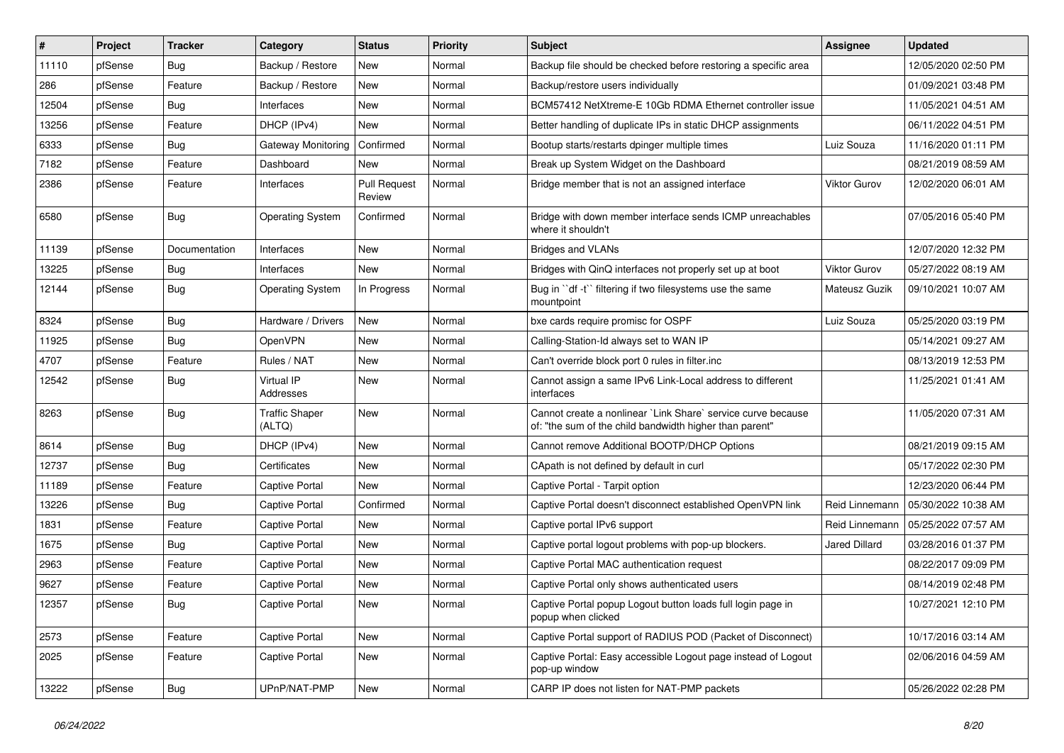| # | Project | Tracker | Category | Status | Priority | Subject | Assignee | Updated |
|---|---|---|---|---|---|---|---|---|
| 11110 | pfSense | Bug | Backup / Restore | New | Normal | Backup file should be checked before restoring a specific area | | 12/05/2020 02:50 PM |
| 286 | pfSense | Feature | Backup / Restore | New | Normal | Backup/restore users individually | | 01/09/2021 03:48 PM |
| 12504 | pfSense | Bug | Interfaces | New | Normal | BCM57412 NetXtreme-E 10Gb RDMA Ethernet controller issue | | 11/05/2021 04:51 AM |
| 13256 | pfSense | Feature | DHCP (IPv4) | New | Normal | Better handling of duplicate IPs in static DHCP assignments | | 06/11/2022 04:51 PM |
| 6333 | pfSense | Bug | Gateway Monitoring | Confirmed | Normal | Bootup starts/restarts dpinger multiple times | Luiz Souza | 11/16/2020 01:11 PM |
| 7182 | pfSense | Feature | Dashboard | New | Normal | Break up System Widget on the Dashboard | | 08/21/2019 08:59 AM |
| 2386 | pfSense | Feature | Interfaces | Pull Request Review | Normal | Bridge member that is not an assigned interface | Viktor Gurov | 12/02/2020 06:01 AM |
| 6580 | pfSense | Bug | Operating System | Confirmed | Normal | Bridge with down member interface sends ICMP unreachables where it shouldn't | | 07/05/2016 05:40 PM |
| 11139 | pfSense | Documentation | Interfaces | New | Normal | Bridges and VLANs | | 12/07/2020 12:32 PM |
| 13225 | pfSense | Bug | Interfaces | New | Normal | Bridges with QinQ interfaces not properly set up at boot | Viktor Gurov | 05/27/2022 08:19 AM |
| 12144 | pfSense | Bug | Operating System | In Progress | Normal | Bug in ``df -t`` filtering if two filesystems use the same mountpoint | Mateusz Guzik | 09/10/2021 10:07 AM |
| 8324 | pfSense | Bug | Hardware / Drivers | New | Normal | bxe cards require promisc for OSPF | Luiz Souza | 05/25/2020 03:19 PM |
| 11925 | pfSense | Bug | OpenVPN | New | Normal | Calling-Station-Id always set to WAN IP | | 05/14/2021 09:27 AM |
| 4707 | pfSense | Feature | Rules / NAT | New | Normal | Can't override block port 0 rules in filter.inc | | 08/13/2019 12:53 PM |
| 12542 | pfSense | Bug | Virtual IP Addresses | New | Normal | Cannot assign a same IPv6 Link-Local address to different interfaces | | 11/25/2021 01:41 AM |
| 8263 | pfSense | Bug | Traffic Shaper (ALTQ) | New | Normal | Cannot create a nonlinear `Link Share` service curve because of: "the sum of the child bandwidth higher than parent" | | 11/05/2020 07:31 AM |
| 8614 | pfSense | Bug | DHCP (IPv4) | New | Normal | Cannot remove Additional BOOTP/DHCP Options | | 08/21/2019 09:15 AM |
| 12737 | pfSense | Bug | Certificates | New | Normal | CApath is not defined by default in curl | | 05/17/2022 02:30 PM |
| 11189 | pfSense | Feature | Captive Portal | New | Normal | Captive Portal - Tarpit option | | 12/23/2020 06:44 PM |
| 13226 | pfSense | Bug | Captive Portal | Confirmed | Normal | Captive Portal doesn't disconnect established OpenVPN link | Reid Linnemann | 05/30/2022 10:38 AM |
| 1831 | pfSense | Feature | Captive Portal | New | Normal | Captive portal IPv6 support | Reid Linnemann | 05/25/2022 07:57 AM |
| 1675 | pfSense | Bug | Captive Portal | New | Normal | Captive portal logout problems with pop-up blockers. | Jared Dillard | 03/28/2016 01:37 PM |
| 2963 | pfSense | Feature | Captive Portal | New | Normal | Captive Portal MAC authentication request | | 08/22/2017 09:09 PM |
| 9627 | pfSense | Feature | Captive Portal | New | Normal | Captive Portal only shows authenticated users | | 08/14/2019 02:48 PM |
| 12357 | pfSense | Bug | Captive Portal | New | Normal | Captive Portal popup Logout button loads full login page in popup when clicked | | 10/27/2021 12:10 PM |
| 2573 | pfSense | Feature | Captive Portal | New | Normal | Captive Portal support of RADIUS POD (Packet of Disconnect) | | 10/17/2016 03:14 AM |
| 2025 | pfSense | Feature | Captive Portal | New | Normal | Captive Portal: Easy accessible Logout page instead of Logout pop-up window | | 02/06/2016 04:59 AM |
| 13222 | pfSense | Bug | UPnP/NAT-PMP | New | Normal | CARP IP does not listen for NAT-PMP packets | | 05/26/2022 02:28 PM |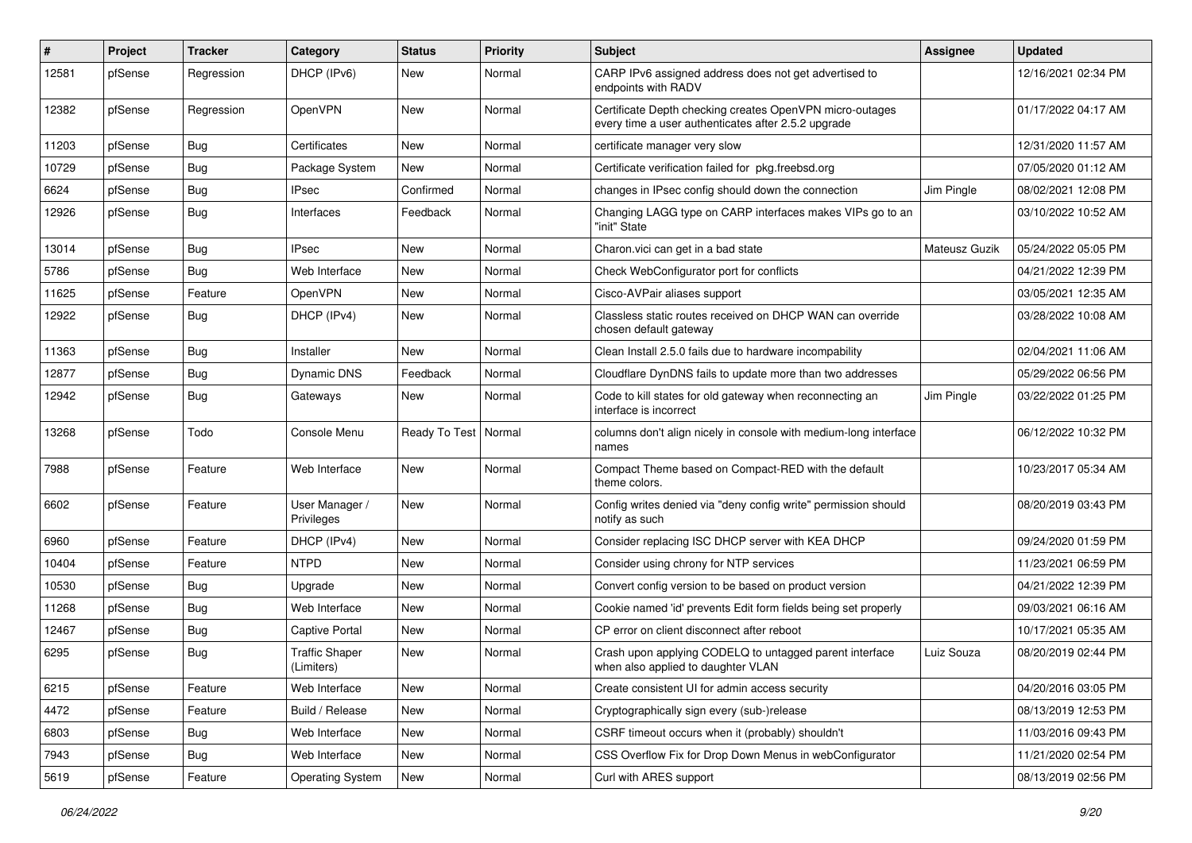| # | Project | Tracker | Category | Status | Priority | Subject | Assignee | Updated |
|---|---|---|---|---|---|---|---|---|
| 12581 | pfSense | Regression | DHCP (IPv6) | New | Normal | CARP IPv6 assigned address does not get advertised to endpoints with RADV | | 12/16/2021 02:34 PM |
| 12382 | pfSense | Regression | OpenVPN | New | Normal | Certificate Depth checking creates OpenVPN micro-outages every time a user authenticates after 2.5.2 upgrade | | 01/17/2022 04:17 AM |
| 11203 | pfSense | Bug | Certificates | New | Normal | certificate manager very slow | | 12/31/2020 11:57 AM |
| 10729 | pfSense | Bug | Package System | New | Normal | Certificate verification failed for pkg.freebsd.org | | 07/05/2020 01:12 AM |
| 6624 | pfSense | Bug | IPsec | Confirmed | Normal | changes in IPsec config should down the connection | Jim Pingle | 08/02/2021 12:08 PM |
| 12926 | pfSense | Bug | Interfaces | Feedback | Normal | Changing LAGG type on CARP interfaces makes VIPs go to an "init" State | | 03/10/2022 10:52 AM |
| 13014 | pfSense | Bug | IPsec | New | Normal | Charon.vici can get in a bad state | Mateusz Guzik | 05/24/2022 05:05 PM |
| 5786 | pfSense | Bug | Web Interface | New | Normal | Check WebConfigurator port for conflicts | | 04/21/2022 12:39 PM |
| 11625 | pfSense | Feature | OpenVPN | New | Normal | Cisco-AVPair aliases support | | 03/05/2021 12:35 AM |
| 12922 | pfSense | Bug | DHCP (IPv4) | New | Normal | Classless static routes received on DHCP WAN can override chosen default gateway | | 03/28/2022 10:08 AM |
| 11363 | pfSense | Bug | Installer | New | Normal | Clean Install 2.5.0 fails due to hardware incompability | | 02/04/2021 11:06 AM |
| 12877 | pfSense | Bug | Dynamic DNS | Feedback | Normal | Cloudflare DynDNS fails to update more than two addresses | | 05/29/2022 06:56 PM |
| 12942 | pfSense | Bug | Gateways | New | Normal | Code to kill states for old gateway when reconnecting an interface is incorrect | Jim Pingle | 03/22/2022 01:25 PM |
| 13268 | pfSense | Todo | Console Menu | Ready To Test | Normal | columns don't align nicely in console with medium-long interface names | | 06/12/2022 10:32 PM |
| 7988 | pfSense | Feature | Web Interface | New | Normal | Compact Theme based on Compact-RED with the default theme colors. | | 10/23/2017 05:34 AM |
| 6602 | pfSense | Feature | User Manager / Privileges | New | Normal | Config writes denied via "deny config write" permission should notify as such | | 08/20/2019 03:43 PM |
| 6960 | pfSense | Feature | DHCP (IPv4) | New | Normal | Consider replacing ISC DHCP server with KEA DHCP | | 09/24/2020 01:59 PM |
| 10404 | pfSense | Feature | NTPD | New | Normal | Consider using chrony for NTP services | | 11/23/2021 06:59 PM |
| 10530 | pfSense | Bug | Upgrade | New | Normal | Convert config version to be based on product version | | 04/21/2022 12:39 PM |
| 11268 | pfSense | Bug | Web Interface | New | Normal | Cookie named 'id' prevents Edit form fields being set properly | | 09/03/2021 06:16 AM |
| 12467 | pfSense | Bug | Captive Portal | New | Normal | CP error on client disconnect after reboot | | 10/17/2021 05:35 AM |
| 6295 | pfSense | Bug | Traffic Shaper (Limiters) | New | Normal | Crash upon applying CODELQ to untagged parent interface when also applied to daughter VLAN | Luiz Souza | 08/20/2019 02:44 PM |
| 6215 | pfSense | Feature | Web Interface | New | Normal | Create consistent UI for admin access security | | 04/20/2016 03:05 PM |
| 4472 | pfSense | Feature | Build / Release | New | Normal | Cryptographically sign every (sub-)release | | 08/13/2019 12:53 PM |
| 6803 | pfSense | Bug | Web Interface | New | Normal | CSRF timeout occurs when it (probably) shouldn't | | 11/03/2016 09:43 PM |
| 7943 | pfSense | Bug | Web Interface | New | Normal | CSS Overflow Fix for Drop Down Menus in webConfigurator | | 11/21/2020 02:54 PM |
| 5619 | pfSense | Feature | Operating System | New | Normal | Curl with ARES support | | 08/13/2019 02:56 PM |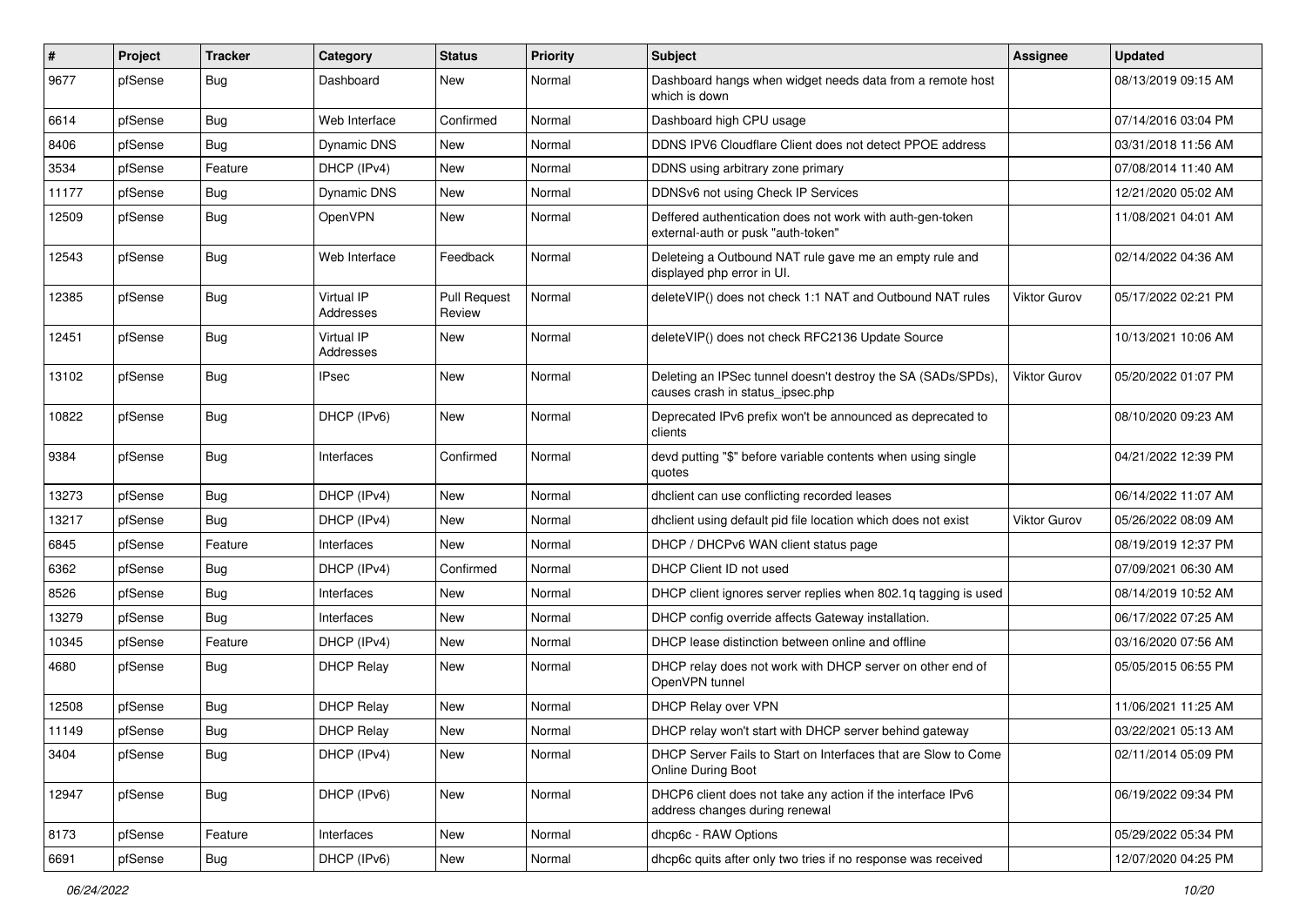| # | Project | Tracker | Category | Status | Priority | Subject | Assignee | Updated |
|---|---|---|---|---|---|---|---|---|
| 9677 | pfSense | Bug | Dashboard | New | Normal | Dashboard hangs when widget needs data from a remote host which is down | | 08/13/2019 09:15 AM |
| 6614 | pfSense | Bug | Web Interface | Confirmed | Normal | Dashboard high CPU usage | | 07/14/2016 03:04 PM |
| 8406 | pfSense | Bug | Dynamic DNS | New | Normal | DDNS IPV6 Cloudflare Client does not detect PPOE address | | 03/31/2018 11:56 AM |
| 3534 | pfSense | Feature | DHCP (IPv4) | New | Normal | DDNS using arbitrary zone primary | | 07/08/2014 11:40 AM |
| 11177 | pfSense | Bug | Dynamic DNS | New | Normal | DDNSv6 not using Check IP Services | | 12/21/2020 05:02 AM |
| 12509 | pfSense | Bug | OpenVPN | New | Normal | Deffered authentication does not work with auth-gen-token external-auth or pusk "auth-token" | | 11/08/2021 04:01 AM |
| 12543 | pfSense | Bug | Web Interface | Feedback | Normal | Deleteing a Outbound NAT rule gave me an empty rule and displayed php error in UI. | | 02/14/2022 04:36 AM |
| 12385 | pfSense | Bug | Virtual IP Addresses | Pull Request Review | Normal | deleteVIP() does not check 1:1 NAT and Outbound NAT rules | Viktor Gurov | 05/17/2022 02:21 PM |
| 12451 | pfSense | Bug | Virtual IP Addresses | New | Normal | deleteVIP() does not check RFC2136 Update Source | | 10/13/2021 10:06 AM |
| 13102 | pfSense | Bug | IPsec | New | Normal | Deleting an IPSec tunnel doesn't destroy the SA (SADs/SPDs), causes crash in status_ipsec.php | Viktor Gurov | 05/20/2022 01:07 PM |
| 10822 | pfSense | Bug | DHCP (IPv6) | New | Normal | Deprecated IPv6 prefix won't be announced as deprecated to clients | | 08/10/2020 09:23 AM |
| 9384 | pfSense | Bug | Interfaces | Confirmed | Normal | devd putting "$" before variable contents when using single quotes | | 04/21/2022 12:39 PM |
| 13273 | pfSense | Bug | DHCP (IPv4) | New | Normal | dhclient can use conflicting recorded leases | | 06/14/2022 11:07 AM |
| 13217 | pfSense | Bug | DHCP (IPv4) | New | Normal | dhclient using default pid file location which does not exist | Viktor Gurov | 05/26/2022 08:09 AM |
| 6845 | pfSense | Feature | Interfaces | New | Normal | DHCP / DHCPv6 WAN client status page | | 08/19/2019 12:37 PM |
| 6362 | pfSense | Bug | DHCP (IPv4) | Confirmed | Normal | DHCP Client ID not used | | 07/09/2021 06:30 AM |
| 8526 | pfSense | Bug | Interfaces | New | Normal | DHCP client ignores server replies when 802.1q tagging is used | | 08/14/2019 10:52 AM |
| 13279 | pfSense | Bug | Interfaces | New | Normal | DHCP config override affects Gateway installation. | | 06/17/2022 07:25 AM |
| 10345 | pfSense | Feature | DHCP (IPv4) | New | Normal | DHCP lease distinction between online and offline | | 03/16/2020 07:56 AM |
| 4680 | pfSense | Bug | DHCP Relay | New | Normal | DHCP relay does not work with DHCP server on other end of OpenVPN tunnel | | 05/05/2015 06:55 PM |
| 12508 | pfSense | Bug | DHCP Relay | New | Normal | DHCP Relay over VPN | | 11/06/2021 11:25 AM |
| 11149 | pfSense | Bug | DHCP Relay | New | Normal | DHCP relay won't start with DHCP server behind gateway | | 03/22/2021 05:13 AM |
| 3404 | pfSense | Bug | DHCP (IPv4) | New | Normal | DHCP Server Fails to Start on Interfaces that are Slow to Come Online During Boot | | 02/11/2014 05:09 PM |
| 12947 | pfSense | Bug | DHCP (IPv6) | New | Normal | DHCP6 client does not take any action if the interface IPv6 address changes during renewal | | 06/19/2022 09:34 PM |
| 8173 | pfSense | Feature | Interfaces | New | Normal | dhcp6c - RAW Options | | 05/29/2022 05:34 PM |
| 6691 | pfSense | Bug | DHCP (IPv6) | New | Normal | dhcp6c quits after only two tries if no response was received | | 12/07/2020 04:25 PM |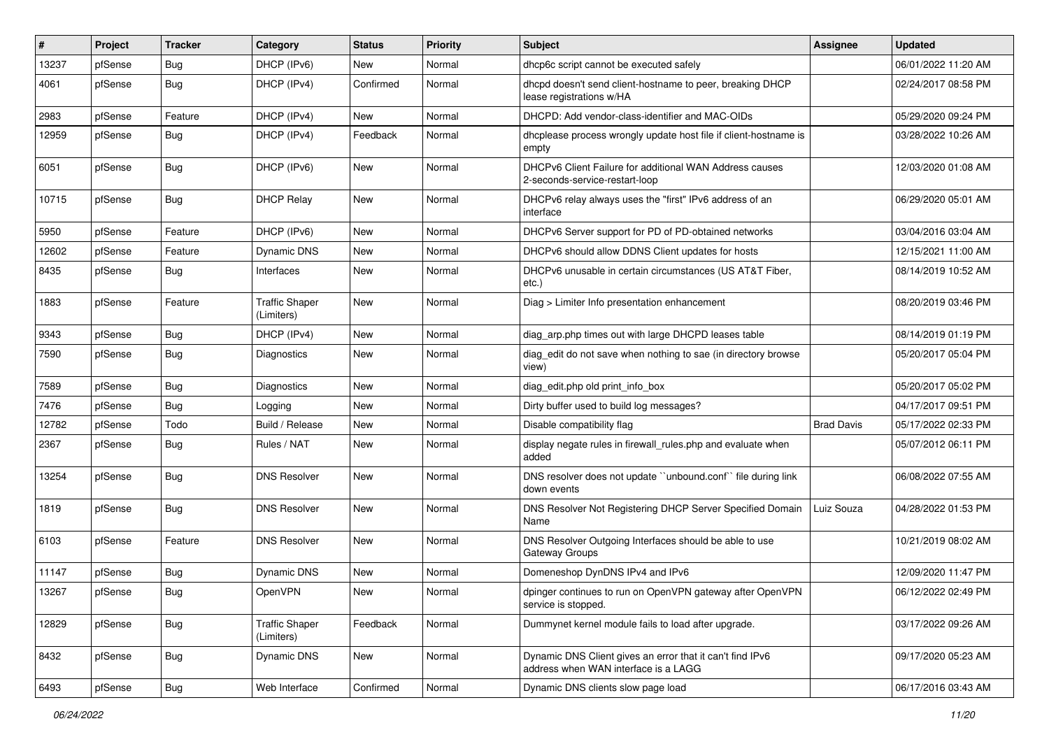| # | Project | Tracker | Category | Status | Priority | Subject | Assignee | Updated |
|---|---|---|---|---|---|---|---|---|
| 13237 | pfSense | Bug | DHCP (IPv6) | New | Normal | dhcp6c script cannot be executed safely | | 06/01/2022 11:20 AM |
| 4061 | pfSense | Bug | DHCP (IPv4) | Confirmed | Normal | dhcpd doesn't send client-hostname to peer, breaking DHCP lease registrations w/HA | | 02/24/2017 08:58 PM |
| 2983 | pfSense | Feature | DHCP (IPv4) | New | Normal | DHCPD: Add vendor-class-identifier and MAC-OIDs | | 05/29/2020 09:24 PM |
| 12959 | pfSense | Bug | DHCP (IPv4) | Feedback | Normal | dhcplease process wrongly update host file if client-hostname is empty | | 03/28/2022 10:26 AM |
| 6051 | pfSense | Bug | DHCP (IPv6) | New | Normal | DHCPv6 Client Failure for additional WAN Address causes 2-seconds-service-restart-loop | | 12/03/2020 01:08 AM |
| 10715 | pfSense | Bug | DHCP Relay | New | Normal | DHCPv6 relay always uses the "first" IPv6 address of an interface | | 06/29/2020 05:01 AM |
| 5950 | pfSense | Feature | DHCP (IPv6) | New | Normal | DHCPv6 Server support for PD of PD-obtained networks | | 03/04/2016 03:04 AM |
| 12602 | pfSense | Feature | Dynamic DNS | New | Normal | DHCPv6 should allow DDNS Client updates for hosts | | 12/15/2021 11:00 AM |
| 8435 | pfSense | Bug | Interfaces | New | Normal | DHCPv6 unusable in certain circumstances (US AT&T Fiber, etc.) | | 08/14/2019 10:52 AM |
| 1883 | pfSense | Feature | Traffic Shaper (Limiters) | New | Normal | Diag > Limiter Info presentation enhancement | | 08/20/2019 03:46 PM |
| 9343 | pfSense | Bug | DHCP (IPv4) | New | Normal | diag_arp.php times out with large DHCPD leases table | | 08/14/2019 01:19 PM |
| 7590 | pfSense | Bug | Diagnostics | New | Normal | diag_edit do not save when nothing to sae (in directory browse view) | | 05/20/2017 05:04 PM |
| 7589 | pfSense | Bug | Diagnostics | New | Normal | diag_edit.php old print_info_box | | 05/20/2017 05:02 PM |
| 7476 | pfSense | Bug | Logging | New | Normal | Dirty buffer used to build log messages? | | 04/17/2017 09:51 PM |
| 12782 | pfSense | Todo | Build / Release | New | Normal | Disable compatibility flag | Brad Davis | 05/17/2022 02:33 PM |
| 2367 | pfSense | Bug | Rules / NAT | New | Normal | display negate rules in firewall_rules.php and evaluate when added | | 05/07/2012 06:11 PM |
| 13254 | pfSense | Bug | DNS Resolver | New | Normal | DNS resolver does not update ``unbound.conf`` file during link down events | | 06/08/2022 07:55 AM |
| 1819 | pfSense | Bug | DNS Resolver | New | Normal | DNS Resolver Not Registering DHCP Server Specified Domain Name | Luiz Souza | 04/28/2022 01:53 PM |
| 6103 | pfSense | Feature | DNS Resolver | New | Normal | DNS Resolver Outgoing Interfaces should be able to use Gateway Groups | | 10/21/2019 08:02 AM |
| 11147 | pfSense | Bug | Dynamic DNS | New | Normal | Domeneshop DynDNS IPv4 and IPv6 | | 12/09/2020 11:47 PM |
| 13267 | pfSense | Bug | OpenVPN | New | Normal | dpinger continues to run on OpenVPN gateway after OpenVPN service is stopped. | | 06/12/2022 02:49 PM |
| 12829 | pfSense | Bug | Traffic Shaper (Limiters) | Feedback | Normal | Dummynet kernel module fails to load after upgrade. | | 03/17/2022 09:26 AM |
| 8432 | pfSense | Bug | Dynamic DNS | New | Normal | Dynamic DNS Client gives an error that it can't find IPv6 address when WAN interface is a LAGG | | 09/17/2020 05:23 AM |
| 6493 | pfSense | Bug | Web Interface | Confirmed | Normal | Dynamic DNS clients slow page load | | 06/17/2016 03:43 AM |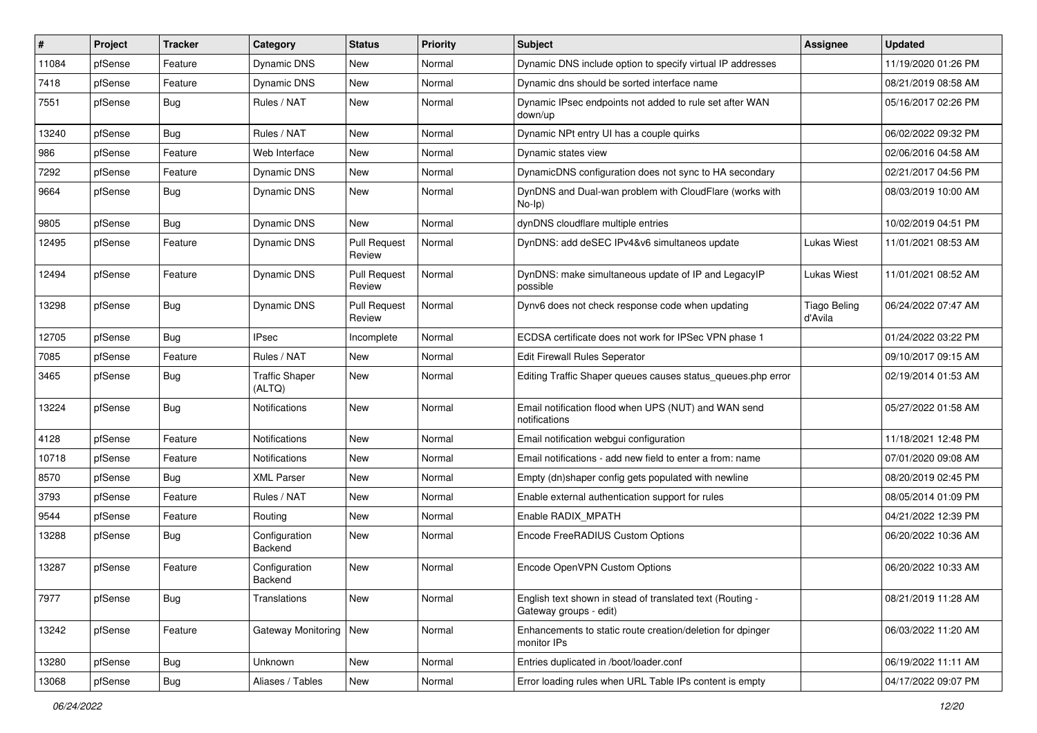| # | Project | Tracker | Category | Status | Priority | Subject | Assignee | Updated |
|---|---|---|---|---|---|---|---|---|
| 11084 | pfSense | Feature | Dynamic DNS | New | Normal | Dynamic DNS include option to specify virtual IP addresses | | 11/19/2020 01:26 PM |
| 7418 | pfSense | Feature | Dynamic DNS | New | Normal | Dynamic dns should be sorted interface name | | 08/21/2019 08:58 AM |
| 7551 | pfSense | Bug | Rules / NAT | New | Normal | Dynamic IPsec endpoints not added to rule set after WAN down/up | | 05/16/2017 02:26 PM |
| 13240 | pfSense | Bug | Rules / NAT | New | Normal | Dynamic NPt entry UI has a couple quirks | | 06/02/2022 09:32 PM |
| 986 | pfSense | Feature | Web Interface | New | Normal | Dynamic states view | | 02/06/2016 04:58 AM |
| 7292 | pfSense | Feature | Dynamic DNS | New | Normal | DynamicDNS configuration does not sync to HA secondary | | 02/21/2017 04:56 PM |
| 9664 | pfSense | Bug | Dynamic DNS | New | Normal | DynDNS and Dual-wan problem with CloudFlare (works with No-Ip) | | 08/03/2019 10:00 AM |
| 9805 | pfSense | Bug | Dynamic DNS | New | Normal | dynDNS cloudflare multiple entries | | 10/02/2019 04:51 PM |
| 12495 | pfSense | Feature | Dynamic DNS | Pull Request Review | Normal | DynDNS: add deSEC IPv4&v6 simultaneos update | Lukas Wiest | 11/01/2021 08:53 AM |
| 12494 | pfSense | Feature | Dynamic DNS | Pull Request Review | Normal | DynDNS: make simultaneous update of IP and LegacyIP possible | Lukas Wiest | 11/01/2021 08:52 AM |
| 13298 | pfSense | Bug | Dynamic DNS | Pull Request Review | Normal | Dynv6 does not check response code when updating | Tiago Beling d'Avila | 06/24/2022 07:47 AM |
| 12705 | pfSense | Bug | IPsec | Incomplete | Normal | ECDSA certificate does not work for IPSec VPN phase 1 | | 01/24/2022 03:22 PM |
| 7085 | pfSense | Feature | Rules / NAT | New | Normal | Edit Firewall Rules Seperator | | 09/10/2017 09:15 AM |
| 3465 | pfSense | Bug | Traffic Shaper (ALTQ) | New | Normal | Editing Traffic Shaper queues causes status_queues.php error | | 02/19/2014 01:53 AM |
| 13224 | pfSense | Bug | Notifications | New | Normal | Email notification flood when UPS (NUT) and WAN send notifications | | 05/27/2022 01:58 AM |
| 4128 | pfSense | Feature | Notifications | New | Normal | Email notification webgui configuration | | 11/18/2021 12:48 PM |
| 10718 | pfSense | Feature | Notifications | New | Normal | Email notifications - add new field to enter a from: name | | 07/01/2020 09:08 AM |
| 8570 | pfSense | Bug | XML Parser | New | Normal | Empty (dn)shaper config gets populated with newline | | 08/20/2019 02:45 PM |
| 3793 | pfSense | Feature | Rules / NAT | New | Normal | Enable external authentication support for rules | | 08/05/2014 01:09 PM |
| 9544 | pfSense | Feature | Routing | New | Normal | Enable RADIX_MPATH | | 04/21/2022 12:39 PM |
| 13288 | pfSense | Bug | Configuration Backend | New | Normal | Encode FreeRADIUS Custom Options | | 06/20/2022 10:36 AM |
| 13287 | pfSense | Feature | Configuration Backend | New | Normal | Encode OpenVPN Custom Options | | 06/20/2022 10:33 AM |
| 7977 | pfSense | Bug | Translations | New | Normal | English text shown in stead of translated text (Routing - Gateway groups - edit) | | 08/21/2019 11:28 AM |
| 13242 | pfSense | Feature | Gateway Monitoring | New | Normal | Enhancements to static route creation/deletion for dpinger monitor IPs | | 06/03/2022 11:20 AM |
| 13280 | pfSense | Bug | Unknown | New | Normal | Entries duplicated in /boot/loader.conf | | 06/19/2022 11:11 AM |
| 13068 | pfSense | Bug | Aliases / Tables | New | Normal | Error loading rules when URL Table IPs content is empty | | 04/17/2022 09:07 PM |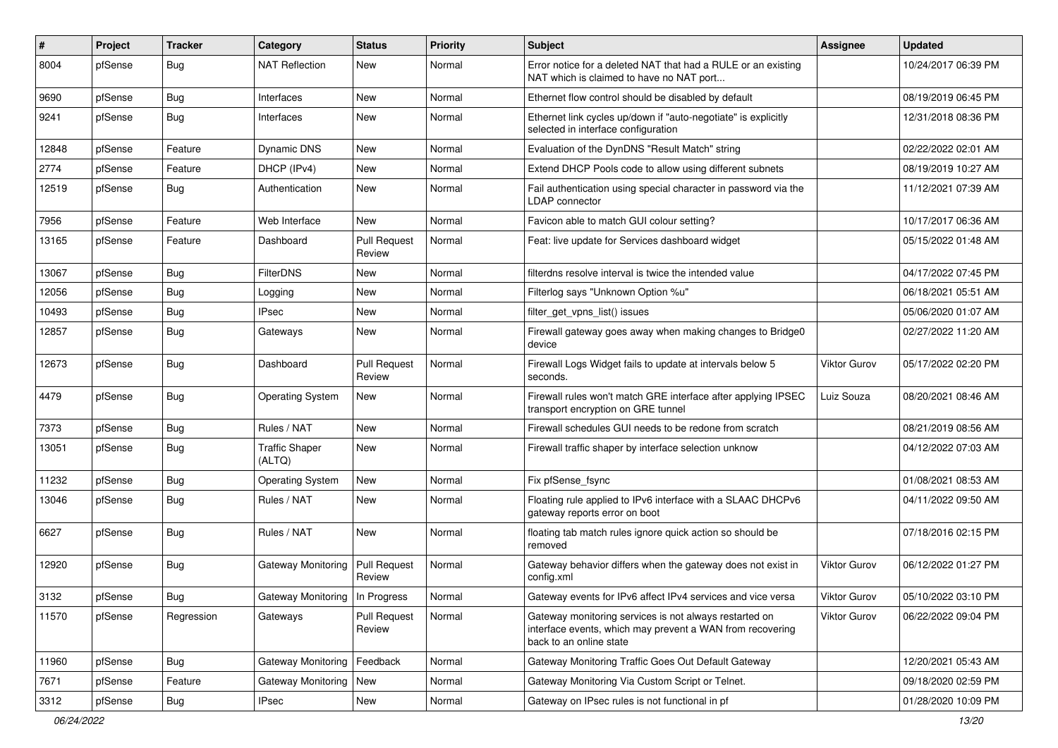| # | Project | Tracker | Category | Status | Priority | Subject | Assignee | Updated |
|---|---|---|---|---|---|---|---|---|
| 8004 | pfSense | Bug | NAT Reflection | New | Normal | Error notice for a deleted NAT that had a RULE or an existing NAT which is claimed to have no NAT port... | | 10/24/2017 06:39 PM |
| 9690 | pfSense | Bug | Interfaces | New | Normal | Ethernet flow control should be disabled by default | | 08/19/2019 06:45 PM |
| 9241 | pfSense | Bug | Interfaces | New | Normal | Ethernet link cycles up/down if "auto-negotiate" is explicitly selected in interface configuration | | 12/31/2018 08:36 PM |
| 12848 | pfSense | Feature | Dynamic DNS | New | Normal | Evaluation of the DynDNS "Result Match" string | | 02/22/2022 02:01 AM |
| 2774 | pfSense | Feature | DHCP (IPv4) | New | Normal | Extend DHCP Pools code to allow using different subnets | | 08/19/2019 10:27 AM |
| 12519 | pfSense | Bug | Authentication | New | Normal | Fail authentication using special character in password via the LDAP connector | | 11/12/2021 07:39 AM |
| 7956 | pfSense | Feature | Web Interface | New | Normal | Favicon able to match GUI colour setting? | | 10/17/2017 06:36 AM |
| 13165 | pfSense | Feature | Dashboard | Pull Request Review | Normal | Feat: live update for Services dashboard widget | | 05/15/2022 01:48 AM |
| 13067 | pfSense | Bug | FilterDNS | New | Normal | filterdns resolve interval is twice the intended value | | 04/17/2022 07:45 PM |
| 12056 | pfSense | Bug | Logging | New | Normal | Filterlog says "Unknown Option %u" | | 06/18/2021 05:51 AM |
| 10493 | pfSense | Bug | IPsec | New | Normal | filter_get_vpns_list() issues | | 05/06/2020 01:07 AM |
| 12857 | pfSense | Bug | Gateways | New | Normal | Firewall gateway goes away when making changes to Bridge0 device | | 02/27/2022 11:20 AM |
| 12673 | pfSense | Bug | Dashboard | Pull Request Review | Normal | Firewall Logs Widget fails to update at intervals below 5 seconds. | Viktor Gurov | 05/17/2022 02:20 PM |
| 4479 | pfSense | Bug | Operating System | New | Normal | Firewall rules won't match GRE interface after applying IPSEC transport encryption on GRE tunnel | Luiz Souza | 08/20/2021 08:46 AM |
| 7373 | pfSense | Bug | Rules / NAT | New | Normal | Firewall schedules GUI needs to be redone from scratch | | 08/21/2019 08:56 AM |
| 13051 | pfSense | Bug | Traffic Shaper (ALTQ) | New | Normal | Firewall traffic shaper by interface selection unknow | | 04/12/2022 07:03 AM |
| 11232 | pfSense | Bug | Operating System | New | Normal | Fix pfSense_fsync | | 01/08/2021 08:53 AM |
| 13046 | pfSense | Bug | Rules / NAT | New | Normal | Floating rule applied to IPv6 interface with a SLAAC DHCPv6 gateway reports error on boot | | 04/11/2022 09:50 AM |
| 6627 | pfSense | Bug | Rules / NAT | New | Normal | floating tab match rules ignore quick action so should be removed | | 07/18/2016 02:15 PM |
| 12920 | pfSense | Bug | Gateway Monitoring | Pull Request Review | Normal | Gateway behavior differs when the gateway does not exist in config.xml | Viktor Gurov | 06/12/2022 01:27 PM |
| 3132 | pfSense | Bug | Gateway Monitoring | In Progress | Normal | Gateway events for IPv6 affect IPv4 services and vice versa | Viktor Gurov | 05/10/2022 03:10 PM |
| 11570 | pfSense | Regression | Gateways | Pull Request Review | Normal | Gateway monitoring services is not always restarted on interface events, which may prevent a WAN from recovering back to an online state | Viktor Gurov | 06/22/2022 09:04 PM |
| 11960 | pfSense | Bug | Gateway Monitoring | Feedback | Normal | Gateway Monitoring Traffic Goes Out Default Gateway | | 12/20/2021 05:43 AM |
| 7671 | pfSense | Feature | Gateway Monitoring | New | Normal | Gateway Monitoring Via Custom Script or Telnet. | | 09/18/2020 02:59 PM |
| 3312 | pfSense | Bug | IPsec | New | Normal | Gateway on IPsec rules is not functional in pf | | 01/28/2020 10:09 PM |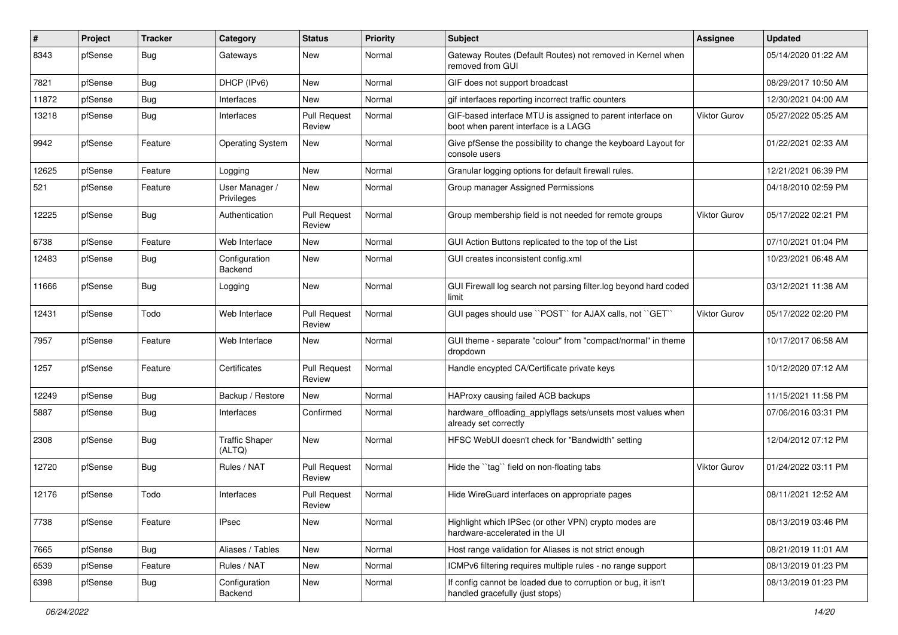| # | Project | Tracker | Category | Status | Priority | Subject | Assignee | Updated |
|---|---|---|---|---|---|---|---|---|
| 8343 | pfSense | Bug | Gateways | New | Normal | Gateway Routes (Default Routes) not removed in Kernel when removed from GUI | | 05/14/2020 01:22 AM |
| 7821 | pfSense | Bug | DHCP (IPv6) | New | Normal | GIF does not support broadcast | | 08/29/2017 10:50 AM |
| 11872 | pfSense | Bug | Interfaces | New | Normal | gif interfaces reporting incorrect traffic counters | | 12/30/2021 04:00 AM |
| 13218 | pfSense | Bug | Interfaces | Pull Request Review | Normal | GIF-based interface MTU is assigned to parent interface on boot when parent interface is a LAGG | Viktor Gurov | 05/27/2022 05:25 AM |
| 9942 | pfSense | Feature | Operating System | New | Normal | Give pfSense the possibility to change the keyboard Layout for console users | | 01/22/2021 02:33 AM |
| 12625 | pfSense | Feature | Logging | New | Normal | Granular logging options for default firewall rules. | | 12/21/2021 06:39 PM |
| 521 | pfSense | Feature | User Manager / Privileges | New | Normal | Group manager Assigned Permissions | | 04/18/2010 02:59 PM |
| 12225 | pfSense | Bug | Authentication | Pull Request Review | Normal | Group membership field is not needed for remote groups | Viktor Gurov | 05/17/2022 02:21 PM |
| 6738 | pfSense | Feature | Web Interface | New | Normal | GUI Action Buttons replicated to the top of the List | | 07/10/2021 01:04 PM |
| 12483 | pfSense | Bug | Configuration Backend | New | Normal | GUI creates inconsistent config.xml | | 10/23/2021 06:48 AM |
| 11666 | pfSense | Bug | Logging | New | Normal | GUI Firewall log search not parsing filter.log beyond hard coded limit | | 03/12/2021 11:38 AM |
| 12431 | pfSense | Todo | Web Interface | Pull Request Review | Normal | GUI pages should use ``POST`` for AJAX calls, not ``GET`` | Viktor Gurov | 05/17/2022 02:20 PM |
| 7957 | pfSense | Feature | Web Interface | New | Normal | GUI theme - separate "colour" from "compact/normal" in theme dropdown | | 10/17/2017 06:58 AM |
| 1257 | pfSense | Feature | Certificates | Pull Request Review | Normal | Handle encypted CA/Certificate private keys | | 10/12/2020 07:12 AM |
| 12249 | pfSense | Bug | Backup / Restore | New | Normal | HAProxy causing failed ACB backups | | 11/15/2021 11:58 PM |
| 5887 | pfSense | Bug | Interfaces | Confirmed | Normal | hardware_offloading_applyflags sets/unsets most values when already set correctly | | 07/06/2016 03:31 PM |
| 2308 | pfSense | Bug | Traffic Shaper (ALTQ) | New | Normal | HFSC WebUI doesn't check for "Bandwidth" setting | | 12/04/2012 07:12 PM |
| 12720 | pfSense | Bug | Rules / NAT | Pull Request Review | Normal | Hide the ``tag`` field on non-floating tabs | Viktor Gurov | 01/24/2022 03:11 PM |
| 12176 | pfSense | Todo | Interfaces | Pull Request Review | Normal | Hide WireGuard interfaces on appropriate pages | | 08/11/2021 12:52 AM |
| 7738 | pfSense | Feature | IPsec | New | Normal | Highlight which IPSec (or other VPN) crypto modes are hardware-accelerated in the UI | | 08/13/2019 03:46 PM |
| 7665 | pfSense | Bug | Aliases / Tables | New | Normal | Host range validation for Aliases is not strict enough | | 08/21/2019 11:01 AM |
| 6539 | pfSense | Feature | Rules / NAT | New | Normal | ICMPv6 filtering requires multiple rules - no range support | | 08/13/2019 01:23 PM |
| 6398 | pfSense | Bug | Configuration Backend | New | Normal | If config cannot be loaded due to corruption or bug, it isn't handled gracefully (just stops) | | 08/13/2019 01:23 PM |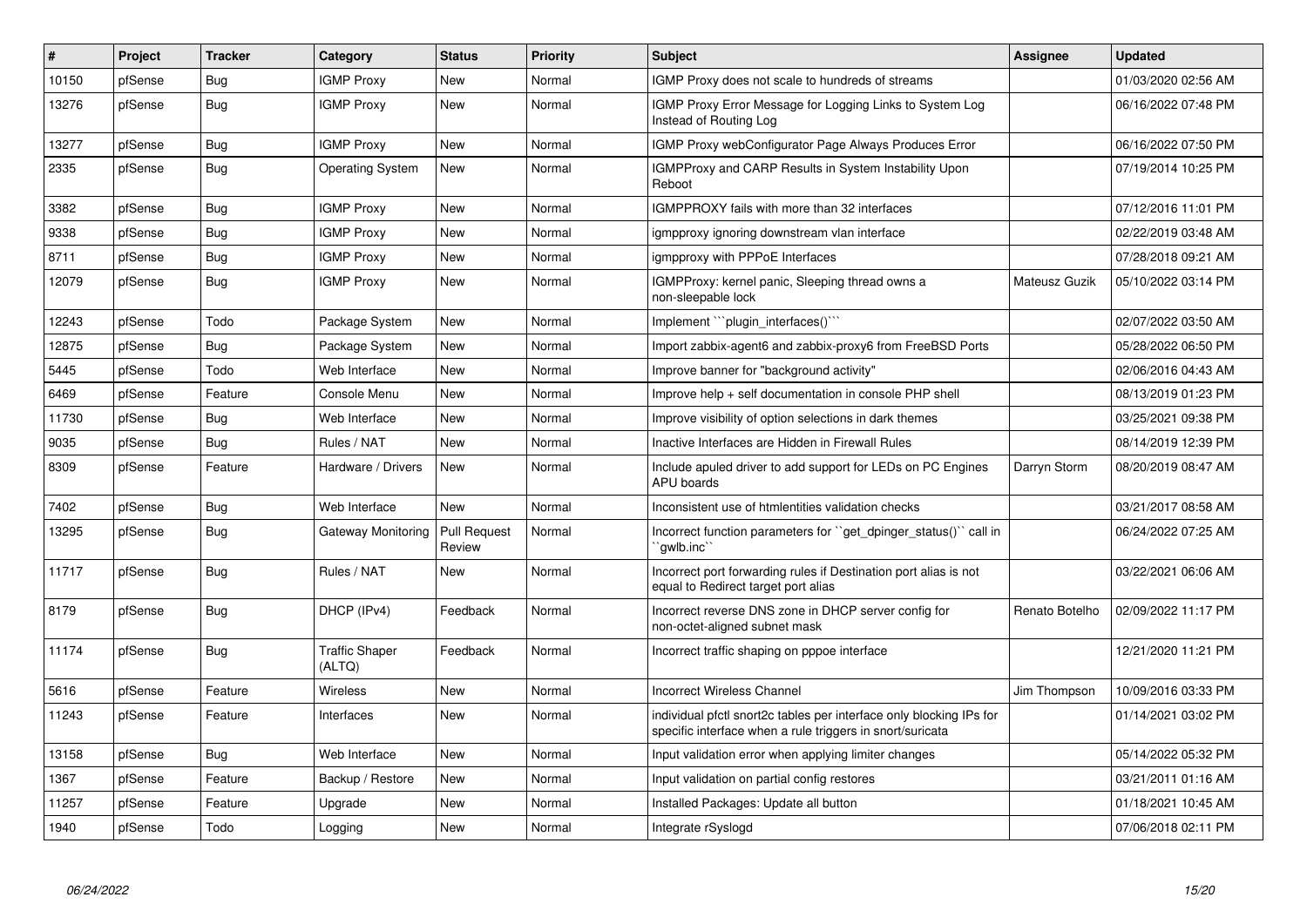| # | Project | Tracker | Category | Status | Priority | Subject | Assignee | Updated |
|---|---|---|---|---|---|---|---|---|
| 10150 | pfSense | Bug | IGMP Proxy | New | Normal | IGMP Proxy does not scale to hundreds of streams | | 01/03/2020 02:56 AM |
| 13276 | pfSense | Bug | IGMP Proxy | New | Normal | IGMP Proxy Error Message for Logging Links to System Log Instead of Routing Log | | 06/16/2022 07:48 PM |
| 13277 | pfSense | Bug | IGMP Proxy | New | Normal | IGMP Proxy webConfigurator Page Always Produces Error | | 06/16/2022 07:50 PM |
| 2335 | pfSense | Bug | Operating System | New | Normal | IGMPProxy and CARP Results in System Instability Upon Reboot | | 07/19/2014 10:25 PM |
| 3382 | pfSense | Bug | IGMP Proxy | New | Normal | IGMPPROXY fails with more than 32 interfaces | | 07/12/2016 11:01 PM |
| 9338 | pfSense | Bug | IGMP Proxy | New | Normal | igmpproxy ignoring downstream vlan interface | | 02/22/2019 03:48 AM |
| 8711 | pfSense | Bug | IGMP Proxy | New | Normal | igmpproxy with PPPoE Interfaces | | 07/28/2018 09:21 AM |
| 12079 | pfSense | Bug | IGMP Proxy | New | Normal | IGMPProxy: kernel panic, Sleeping thread owns a non-sleepable lock | Mateusz Guzik | 05/10/2022 03:14 PM |
| 12243 | pfSense | Todo | Package System | New | Normal | Implement ```plugin_interfaces()``` | | 02/07/2022 03:50 AM |
| 12875 | pfSense | Bug | Package System | New | Normal | Import zabbix-agent6 and zabbix-proxy6 from FreeBSD Ports | | 05/28/2022 06:50 PM |
| 5445 | pfSense | Todo | Web Interface | New | Normal | Improve banner for "background activity" | | 02/06/2016 04:43 AM |
| 6469 | pfSense | Feature | Console Menu | New | Normal | Improve help + self documentation in console PHP shell | | 08/13/2019 01:23 PM |
| 11730 | pfSense | Bug | Web Interface | New | Normal | Improve visibility of option selections in dark themes | | 03/25/2021 09:38 PM |
| 9035 | pfSense | Bug | Rules / NAT | New | Normal | Inactive Interfaces are Hidden in Firewall Rules | | 08/14/2019 12:39 PM |
| 8309 | pfSense | Feature | Hardware / Drivers | New | Normal | Include apuled driver to add support for LEDs on PC Engines APU boards | Darryn Storm | 08/20/2019 08:47 AM |
| 7402 | pfSense | Bug | Web Interface | New | Normal | Inconsistent use of htmlentities validation checks | | 03/21/2017 08:58 AM |
| 13295 | pfSense | Bug | Gateway Monitoring | Pull Request Review | Normal | Incorrect function parameters for ``get_dpinger_status()`` call in ``gwlb.inc`` | | 06/24/2022 07:25 AM |
| 11717 | pfSense | Bug | Rules / NAT | New | Normal | Incorrect port forwarding rules if Destination port alias is not equal to Redirect target port alias | | 03/22/2021 06:06 AM |
| 8179 | pfSense | Bug | DHCP (IPv4) | Feedback | Normal | Incorrect reverse DNS zone in DHCP server config for non-octet-aligned subnet mask | Renato Botelho | 02/09/2022 11:17 PM |
| 11174 | pfSense | Bug | Traffic Shaper (ALTQ) | Feedback | Normal | Incorrect traffic shaping on pppoe interface | | 12/21/2020 11:21 PM |
| 5616 | pfSense | Feature | Wireless | New | Normal | Incorrect Wireless Channel | Jim Thompson | 10/09/2016 03:33 PM |
| 11243 | pfSense | Feature | Interfaces | New | Normal | individual pfctl snort2c tables per interface only blocking IPs for specific interface when a rule triggers in snort/suricata | | 01/14/2021 03:02 PM |
| 13158 | pfSense | Bug | Web Interface | New | Normal | Input validation error when applying limiter changes | | 05/14/2022 05:32 PM |
| 1367 | pfSense | Feature | Backup / Restore | New | Normal | Input validation on partial config restores | | 03/21/2011 01:16 AM |
| 11257 | pfSense | Feature | Upgrade | New | Normal | Installed Packages: Update all button | | 01/18/2021 10:45 AM |
| 1940 | pfSense | Todo | Logging | New | Normal | Integrate rSyslogd | | 07/06/2018 02:11 PM |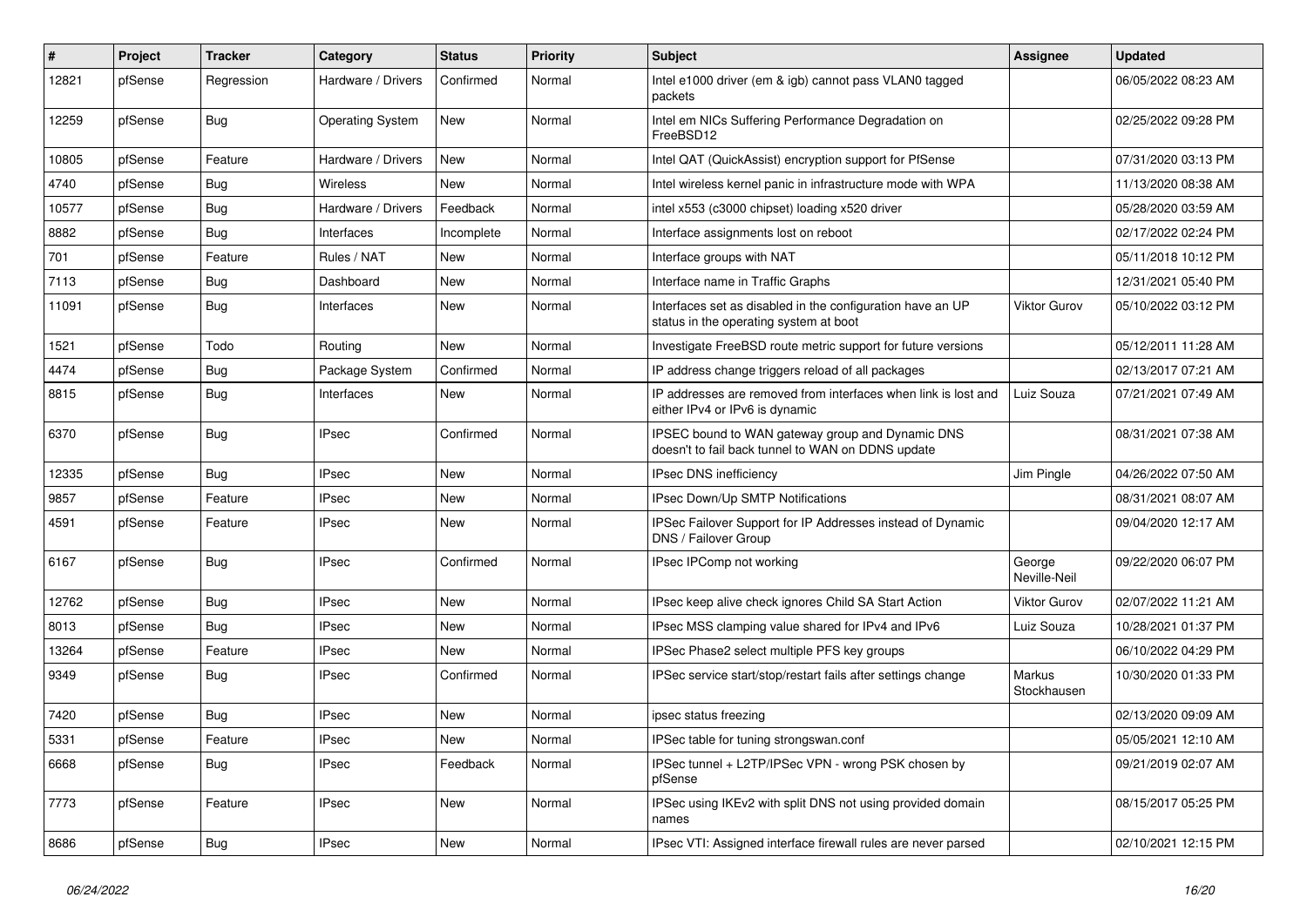| # | Project | Tracker | Category | Status | Priority | Subject | Assignee | Updated |
|---|---|---|---|---|---|---|---|---|
| 12821 | pfSense | Regression | Hardware / Drivers | Confirmed | Normal | Intel e1000 driver (em & igb) cannot pass VLAN0 tagged packets | | 06/05/2022 08:23 AM |
| 12259 | pfSense | Bug | Operating System | New | Normal | Intel em NICs Suffering Performance Degradation on FreeBSD12 | | 02/25/2022 09:28 PM |
| 10805 | pfSense | Feature | Hardware / Drivers | New | Normal | Intel QAT (QuickAssist) encryption support for PfSense | | 07/31/2020 03:13 PM |
| 4740 | pfSense | Bug | Wireless | New | Normal | Intel wireless kernel panic in infrastructure mode with WPA | | 11/13/2020 08:38 AM |
| 10577 | pfSense | Bug | Hardware / Drivers | Feedback | Normal | intel x553 (c3000 chipset) loading x520 driver | | 05/28/2020 03:59 AM |
| 8882 | pfSense | Bug | Interfaces | Incomplete | Normal | Interface assignments lost on reboot | | 02/17/2022 02:24 PM |
| 701 | pfSense | Feature | Rules / NAT | New | Normal | Interface groups with NAT | | 05/11/2018 10:12 PM |
| 7113 | pfSense | Bug | Dashboard | New | Normal | Interface name in Traffic Graphs | | 12/31/2021 05:40 PM |
| 11091 | pfSense | Bug | Interfaces | New | Normal | Interfaces set as disabled in the configuration have an UP status in the operating system at boot | Viktor Gurov | 05/10/2022 03:12 PM |
| 1521 | pfSense | Todo | Routing | New | Normal | Investigate FreeBSD route metric support for future versions | | 05/12/2011 11:28 AM |
| 4474 | pfSense | Bug | Package System | Confirmed | Normal | IP address change triggers reload of all packages | | 02/13/2017 07:21 AM |
| 8815 | pfSense | Bug | Interfaces | New | Normal | IP addresses are removed from interfaces when link is lost and either IPv4 or IPv6 is dynamic | Luiz Souza | 07/21/2021 07:49 AM |
| 6370 | pfSense | Bug | IPsec | Confirmed | Normal | IPSEC bound to WAN gateway group and Dynamic DNS doesn't to fail back tunnel to WAN on DDNS update | | 08/31/2021 07:38 AM |
| 12335 | pfSense | Bug | IPsec | New | Normal | IPsec DNS inefficiency | Jim Pingle | 04/26/2022 07:50 AM |
| 9857 | pfSense | Feature | IPsec | New | Normal | IPsec Down/Up SMTP Notifications | | 08/31/2021 08:07 AM |
| 4591 | pfSense | Feature | IPsec | New | Normal | IPSec Failover Support for IP Addresses instead of Dynamic DNS / Failover Group | | 09/04/2020 12:17 AM |
| 6167 | pfSense | Bug | IPsec | Confirmed | Normal | IPsec IPComp not working | George Neville-Neil | 09/22/2020 06:07 PM |
| 12762 | pfSense | Bug | IPsec | New | Normal | IPsec keep alive check ignores Child SA Start Action | Viktor Gurov | 02/07/2022 11:21 AM |
| 8013 | pfSense | Bug | IPsec | New | Normal | IPsec MSS clamping value shared for IPv4 and IPv6 | Luiz Souza | 10/28/2021 01:37 PM |
| 13264 | pfSense | Feature | IPsec | New | Normal | IPSec Phase2 select multiple PFS key groups | | 06/10/2022 04:29 PM |
| 9349 | pfSense | Bug | IPsec | Confirmed | Normal | IPSec service start/stop/restart fails after settings change | Markus Stockhausen | 10/30/2020 01:33 PM |
| 7420 | pfSense | Bug | IPsec | New | Normal | ipsec status freezing | | 02/13/2020 09:09 AM |
| 5331 | pfSense | Feature | IPsec | New | Normal | IPSec table for tuning strongswan.conf | | 05/05/2021 12:10 AM |
| 6668 | pfSense | Bug | IPsec | Feedback | Normal | IPSec tunnel + L2TP/IPSec VPN - wrong PSK chosen by pfSense | | 09/21/2019 02:07 AM |
| 7773 | pfSense | Feature | IPsec | New | Normal | IPSec using IKEv2 with split DNS not using provided domain names | | 08/15/2017 05:25 PM |
| 8686 | pfSense | Bug | IPsec | New | Normal | IPsec VTI: Assigned interface firewall rules are never parsed | | 02/10/2021 12:15 PM |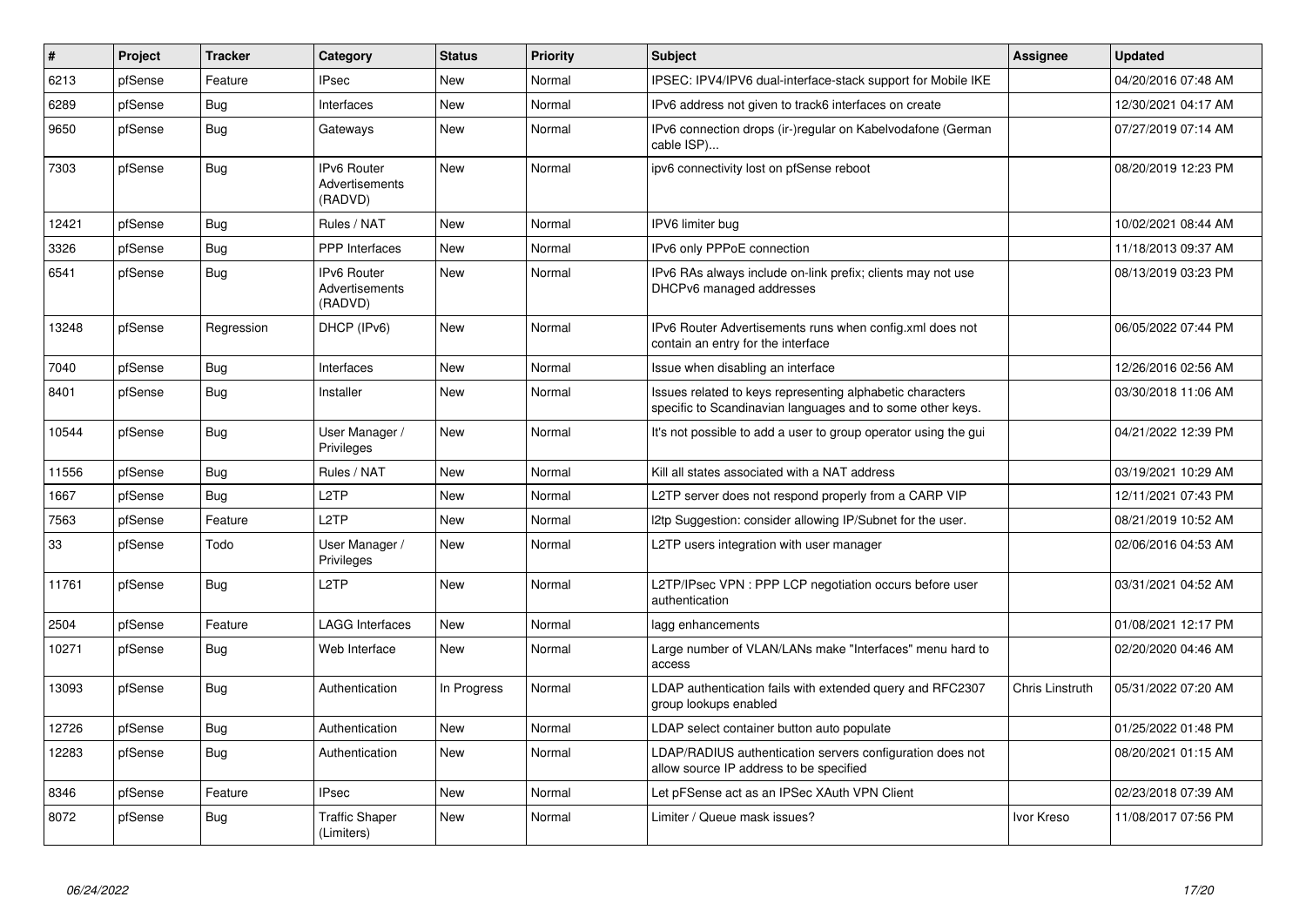| # | Project | Tracker | Category | Status | Priority | Subject | Assignee | Updated |
|---|---|---|---|---|---|---|---|---|
| 6213 | pfSense | Feature | IPsec | New | Normal | IPSEC: IPV4/IPV6 dual-interface-stack support for Mobile IKE | | 04/20/2016 07:48 AM |
| 6289 | pfSense | Bug | Interfaces | New | Normal | IPv6 address not given to track6 interfaces on create | | 12/30/2021 04:17 AM |
| 9650 | pfSense | Bug | Gateways | New | Normal | IPv6 connection drops (ir-)regular on Kabelvodafone (German cable ISP)... | | 07/27/2019 07:14 AM |
| 7303 | pfSense | Bug | IPv6 Router Advertisements (RADVD) | New | Normal | ipv6 connectivity lost on pfSense reboot | | 08/20/2019 12:23 PM |
| 12421 | pfSense | Bug | Rules / NAT | New | Normal | IPV6 limiter bug | | 10/02/2021 08:44 AM |
| 3326 | pfSense | Bug | PPP Interfaces | New | Normal | IPv6 only PPPoE connection | | 11/18/2013 09:37 AM |
| 6541 | pfSense | Bug | IPv6 Router Advertisements (RADVD) | New | Normal | IPv6 RAs always include on-link prefix; clients may not use DHCPv6 managed addresses | | 08/13/2019 03:23 PM |
| 13248 | pfSense | Regression | DHCP (IPv6) | New | Normal | IPv6 Router Advertisements runs when config.xml does not contain an entry for the interface | | 06/05/2022 07:44 PM |
| 7040 | pfSense | Bug | Interfaces | New | Normal | Issue when disabling an interface | | 12/26/2016 02:56 AM |
| 8401 | pfSense | Bug | Installer | New | Normal | Issues related to keys representing alphabetic characters specific to Scandinavian languages and to some other keys. | | 03/30/2018 11:06 AM |
| 10544 | pfSense | Bug | User Manager / Privileges | New | Normal | It's not possible to add a user to group operator using the gui | | 04/21/2022 12:39 PM |
| 11556 | pfSense | Bug | Rules / NAT | New | Normal | Kill all states associated with a NAT address | | 03/19/2021 10:29 AM |
| 1667 | pfSense | Bug | L2TP | New | Normal | L2TP server does not respond properly from a CARP VIP | | 12/11/2021 07:43 PM |
| 7563 | pfSense | Feature | L2TP | New | Normal | l2tp Suggestion: consider allowing IP/Subnet for the user. | | 08/21/2019 10:52 AM |
| 33 | pfSense | Todo | User Manager / Privileges | New | Normal | L2TP users integration with user manager | | 02/06/2016 04:53 AM |
| 11761 | pfSense | Bug | L2TP | New | Normal | L2TP/IPsec VPN : PPP LCP negotiation occurs before user authentication | | 03/31/2021 04:52 AM |
| 2504 | pfSense | Feature | LAGG Interfaces | New | Normal | lagg enhancements | | 01/08/2021 12:17 PM |
| 10271 | pfSense | Bug | Web Interface | New | Normal | Large number of VLAN/LANs make "Interfaces" menu hard to access | | 02/20/2020 04:46 AM |
| 13093 | pfSense | Bug | Authentication | In Progress | Normal | LDAP authentication fails with extended query and RFC2307 group lookups enabled | Chris Linstruth | 05/31/2022 07:20 AM |
| 12726 | pfSense | Bug | Authentication | New | Normal | LDAP select container button auto populate | | 01/25/2022 01:48 PM |
| 12283 | pfSense | Bug | Authentication | New | Normal | LDAP/RADIUS authentication servers configuration does not allow source IP address to be specified | | 08/20/2021 01:15 AM |
| 8346 | pfSense | Feature | IPsec | New | Normal | Let pFSense act as an IPSec XAuth VPN Client | | 02/23/2018 07:39 AM |
| 8072 | pfSense | Bug | Traffic Shaper (Limiters) | New | Normal | Limiter / Queue mask issues? | Ivor Kreso | 11/08/2017 07:56 PM |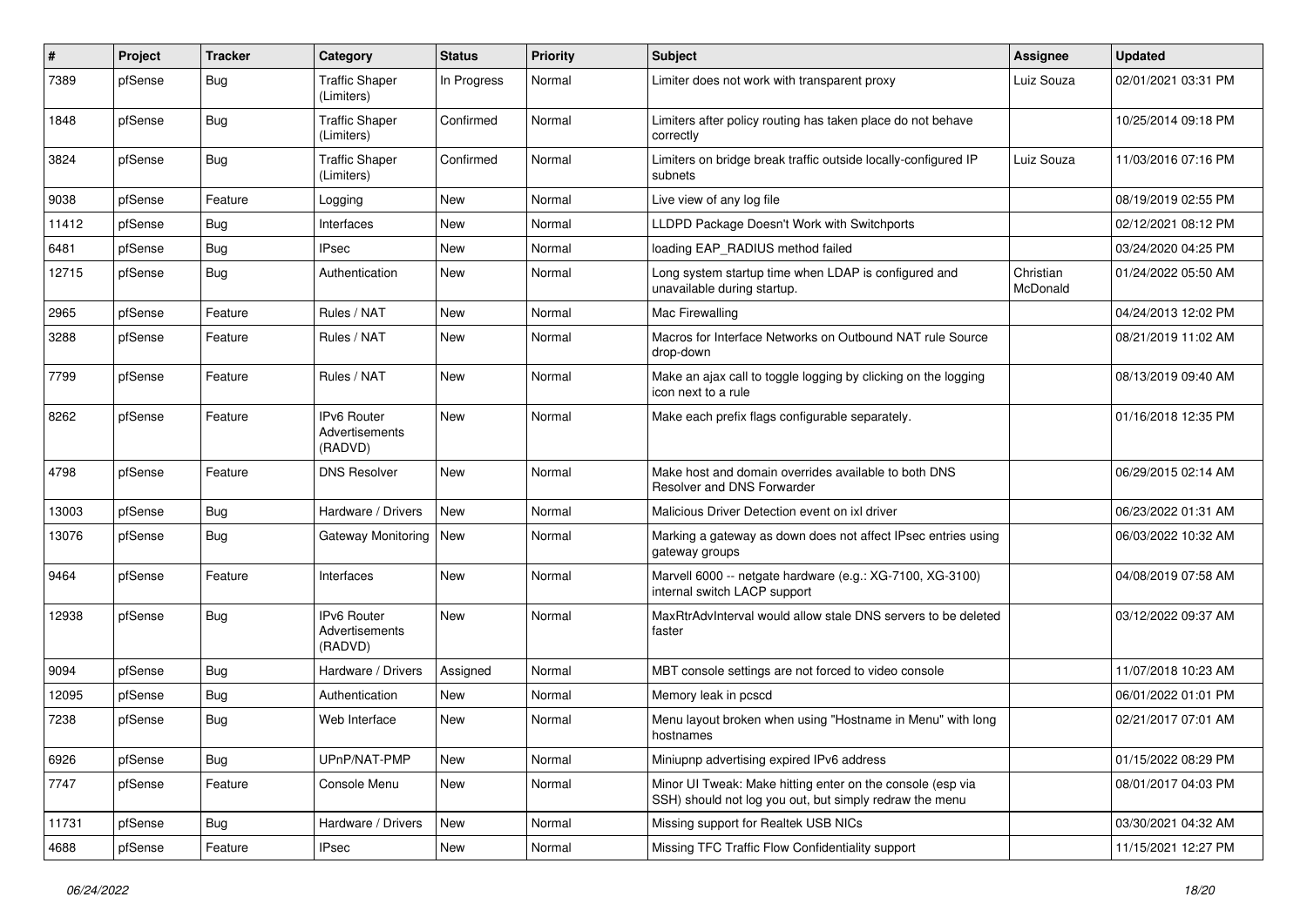| # | Project | Tracker | Category | Status | Priority | Subject | Assignee | Updated |
|---|---|---|---|---|---|---|---|---|
| 7389 | pfSense | Bug | Traffic Shaper (Limiters) | In Progress | Normal | Limiter does not work with transparent proxy | Luiz Souza | 02/01/2021 03:31 PM |
| 1848 | pfSense | Bug | Traffic Shaper (Limiters) | Confirmed | Normal | Limiters after policy routing has taken place do not behave correctly | | 10/25/2014 09:18 PM |
| 3824 | pfSense | Bug | Traffic Shaper (Limiters) | Confirmed | Normal | Limiters on bridge break traffic outside locally-configured IP subnets | Luiz Souza | 11/03/2016 07:16 PM |
| 9038 | pfSense | Feature | Logging | New | Normal | Live view of any log file | | 08/19/2019 02:55 PM |
| 11412 | pfSense | Bug | Interfaces | New | Normal | LLDPD Package Doesn't Work with Switchports | | 02/12/2021 08:12 PM |
| 6481 | pfSense | Bug | IPsec | New | Normal | loading EAP_RADIUS method failed | | 03/24/2020 04:25 PM |
| 12715 | pfSense | Bug | Authentication | New | Normal | Long system startup time when LDAP is configured and unavailable during startup. | Christian McDonald | 01/24/2022 05:50 AM |
| 2965 | pfSense | Feature | Rules / NAT | New | Normal | Mac Firewalling | | 04/24/2013 12:02 PM |
| 3288 | pfSense | Feature | Rules / NAT | New | Normal | Macros for Interface Networks on Outbound NAT rule Source drop-down | | 08/21/2019 11:02 AM |
| 7799 | pfSense | Feature | Rules / NAT | New | Normal | Make an ajax call to toggle logging by clicking on the logging icon next to a rule | | 08/13/2019 09:40 AM |
| 8262 | pfSense | Feature | IPv6 Router Advertisements (RADVD) | New | Normal | Make each prefix flags configurable separately. | | 01/16/2018 12:35 PM |
| 4798 | pfSense | Feature | DNS Resolver | New | Normal | Make host and domain overrides available to both DNS Resolver and DNS Forwarder | | 06/29/2015 02:14 AM |
| 13003 | pfSense | Bug | Hardware / Drivers | New | Normal | Malicious Driver Detection event on ixl driver | | 06/23/2022 01:31 AM |
| 13076 | pfSense | Bug | Gateway Monitoring | New | Normal | Marking a gateway as down does not affect IPsec entries using gateway groups | | 06/03/2022 10:32 AM |
| 9464 | pfSense | Feature | Interfaces | New | Normal | Marvell 6000 -- netgate hardware (e.g.: XG-7100, XG-3100) internal switch LACP support | | 04/08/2019 07:58 AM |
| 12938 | pfSense | Bug | IPv6 Router Advertisements (RADVD) | New | Normal | MaxRtrAdvInterval would allow stale DNS servers to be deleted faster | | 03/12/2022 09:37 AM |
| 9094 | pfSense | Bug | Hardware / Drivers | Assigned | Normal | MBT console settings are not forced to video console | | 11/07/2018 10:23 AM |
| 12095 | pfSense | Bug | Authentication | New | Normal | Memory leak in pcscd | | 06/01/2022 01:01 PM |
| 7238 | pfSense | Bug | Web Interface | New | Normal | Menu layout broken when using "Hostname in Menu" with long hostnames | | 02/21/2017 07:01 AM |
| 6926 | pfSense | Bug | UPnP/NAT-PMP | New | Normal | Miniupnp advertising expired IPv6 address | | 01/15/2022 08:29 PM |
| 7747 | pfSense | Feature | Console Menu | New | Normal | Minor UI Tweak: Make hitting enter on the console (esp via SSH) should not log you out, but simply redraw the menu | | 08/01/2017 04:03 PM |
| 11731 | pfSense | Bug | Hardware / Drivers | New | Normal | Missing support for Realtek USB NICs | | 03/30/2021 04:32 AM |
| 4688 | pfSense | Feature | IPsec | New | Normal | Missing TFC Traffic Flow Confidentiality support | | 11/15/2021 12:27 PM |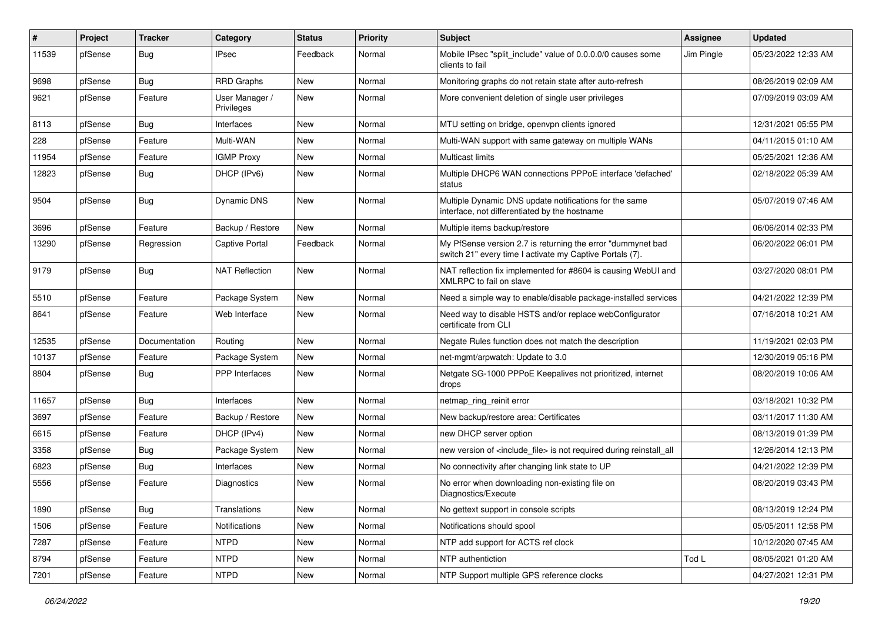| # | Project | Tracker | Category | Status | Priority | Subject | Assignee | Updated |
|---|---|---|---|---|---|---|---|---|
| 11539 | pfSense | Bug | IPsec | Feedback | Normal | Mobile IPsec "split_include" value of 0.0.0.0/0 causes some clients to fail | Jim Pingle | 05/23/2022 12:33 AM |
| 9698 | pfSense | Bug | RRD Graphs | New | Normal | Monitoring graphs do not retain state after auto-refresh | | 08/26/2019 02:09 AM |
| 9621 | pfSense | Feature | User Manager / Privileges | New | Normal | More convenient deletion of single user privileges | | 07/09/2019 03:09 AM |
| 8113 | pfSense | Bug | Interfaces | New | Normal | MTU setting on bridge, openvpn clients ignored | | 12/31/2021 05:55 PM |
| 228 | pfSense | Feature | Multi-WAN | New | Normal | Multi-WAN support with same gateway on multiple WANs | | 04/11/2015 01:10 AM |
| 11954 | pfSense | Feature | IGMP Proxy | New | Normal | Multicast limits | | 05/25/2021 12:36 AM |
| 12823 | pfSense | Bug | DHCP (IPv6) | New | Normal | Multiple DHCP6 WAN connections PPPoE interface 'defached' status | | 02/18/2022 05:39 AM |
| 9504 | pfSense | Bug | Dynamic DNS | New | Normal | Multiple Dynamic DNS update notifications for the same interface, not differentiated by the hostname | | 05/07/2019 07:46 AM |
| 3696 | pfSense | Feature | Backup / Restore | New | Normal | Multiple items backup/restore | | 06/06/2014 02:33 PM |
| 13290 | pfSense | Regression | Captive Portal | Feedback | Normal | My PfSense version 2.7 is returning the error "dummynet bad switch 21" every time I activate my Captive Portals (7). | | 06/20/2022 06:01 PM |
| 9179 | pfSense | Bug | NAT Reflection | New | Normal | NAT reflection fix implemented for #8604 is causing WebUI and XMLRPC to fail on slave | | 03/27/2020 08:01 PM |
| 5510 | pfSense | Feature | Package System | New | Normal | Need a simple way to enable/disable package-installed services | | 04/21/2022 12:39 PM |
| 8641 | pfSense | Feature | Web Interface | New | Normal | Need way to disable HSTS and/or replace webConfigurator certificate from CLI | | 07/16/2018 10:21 AM |
| 12535 | pfSense | Documentation | Routing | New | Normal | Negate Rules function does not match the description | | 11/19/2021 02:03 PM |
| 10137 | pfSense | Feature | Package System | New | Normal | net-mgmt/arpwatch: Update to 3.0 | | 12/30/2019 05:16 PM |
| 8804 | pfSense | Bug | PPP Interfaces | New | Normal | Netgate SG-1000 PPPoE Keepalives not prioritized, internet drops | | 08/20/2019 10:06 AM |
| 11657 | pfSense | Bug | Interfaces | New | Normal | netmap_ring_reinit error | | 03/18/2021 10:32 PM |
| 3697 | pfSense | Feature | Backup / Restore | New | Normal | New backup/restore area: Certificates | | 03/11/2017 11:30 AM |
| 6615 | pfSense | Feature | DHCP (IPv4) | New | Normal | new DHCP server option | | 08/13/2019 01:39 PM |
| 3358 | pfSense | Bug | Package System | New | Normal | new version of <include_file> is not required during reinstall_all | | 12/26/2014 12:13 PM |
| 6823 | pfSense | Bug | Interfaces | New | Normal | No connectivity after changing link state to UP | | 04/21/2022 12:39 PM |
| 5556 | pfSense | Feature | Diagnostics | New | Normal | No error when downloading non-existing file on Diagnostics/Execute | | 08/20/2019 03:43 PM |
| 1890 | pfSense | Bug | Translations | New | Normal | No gettext support in console scripts | | 08/13/2019 12:24 PM |
| 1506 | pfSense | Feature | Notifications | New | Normal | Notifications should spool | | 05/05/2011 12:58 PM |
| 7287 | pfSense | Feature | NTPD | New | Normal | NTP add support for ACTS ref clock | | 10/12/2020 07:45 AM |
| 8794 | pfSense | Feature | NTPD | New | Normal | NTP authentiction | Tod L | 08/05/2021 01:20 AM |
| 7201 | pfSense | Feature | NTPD | New | Normal | NTP Support multiple GPS reference clocks | | 04/27/2021 12:31 PM |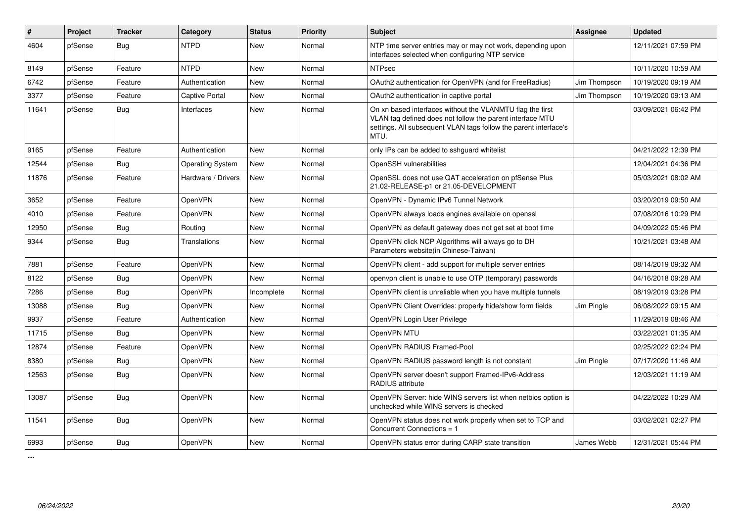| # | Project | Tracker | Category | Status | Priority | Subject | Assignee | Updated |
|---|---|---|---|---|---|---|---|---|
| 4604 | pfSense | Bug | NTPD | New | Normal | NTP time server entries may or may not work, depending upon interfaces selected when configuring NTP service | | 12/11/2021 07:59 PM |
| 8149 | pfSense | Feature | NTPD | New | Normal | NTPsec | | 10/11/2020 10:59 AM |
| 6742 | pfSense | Feature | Authentication | New | Normal | OAuth2 authentication for OpenVPN (and for FreeRadius) | Jim Thompson | 10/19/2020 09:19 AM |
| 3377 | pfSense | Feature | Captive Portal | New | Normal | OAuth2 authentication in captive portal | Jim Thompson | 10/19/2020 09:13 AM |
| 11641 | pfSense | Bug | Interfaces | New | Normal | On xn based interfaces without the VLANMTU flag the first VLAN tag defined does not follow the parent interface MTU settings. All subsequent VLAN tags follow the parent interface's MTU. | | 03/09/2021 06:42 PM |
| 9165 | pfSense | Feature | Authentication | New | Normal | only IPs can be added to sshguard whitelist | | 04/21/2022 12:39 PM |
| 12544 | pfSense | Bug | Operating System | New | Normal | OpenSSH vulnerabilities | | 12/04/2021 04:36 PM |
| 11876 | pfSense | Feature | Hardware / Drivers | New | Normal | OpenSSL does not use QAT acceleration on pfSense Plus 21.02-RELEASE-p1 or 21.05-DEVELOPMENT | | 05/03/2021 08:02 AM |
| 3652 | pfSense | Feature | OpenVPN | New | Normal | OpenVPN - Dynamic IPv6 Tunnel Network | | 03/20/2019 09:50 AM |
| 4010 | pfSense | Feature | OpenVPN | New | Normal | OpenVPN always loads engines available on openssl | | 07/08/2016 10:29 PM |
| 12950 | pfSense | Bug | Routing | New | Normal | OpenVPN as default gateway does not get set at boot time | | 04/09/2022 05:46 PM |
| 9344 | pfSense | Bug | Translations | New | Normal | OpenVPN click NCP Algorithms will always go to DH Parameters website(in Chinese-Taiwan) | | 10/21/2021 03:48 AM |
| 7881 | pfSense | Feature | OpenVPN | New | Normal | OpenVPN client - add support for multiple server entries | | 08/14/2019 09:32 AM |
| 8122 | pfSense | Bug | OpenVPN | New | Normal | openvpn client is unable to use OTP (temporary) passwords | | 04/16/2018 09:28 AM |
| 7286 | pfSense | Bug | OpenVPN | Incomplete | Normal | OpenVPN client is unreliable when you have multiple tunnels | | 08/19/2019 03:28 PM |
| 13088 | pfSense | Bug | OpenVPN | New | Normal | OpenVPN Client Overrides: properly hide/show form fields | Jim Pingle | 06/08/2022 09:15 AM |
| 9937 | pfSense | Feature | Authentication | New | Normal | OpenVPN Login User Privilege | | 11/29/2019 08:46 AM |
| 11715 | pfSense | Bug | OpenVPN | New | Normal | OpenVPN MTU | | 03/22/2021 01:35 AM |
| 12874 | pfSense | Feature | OpenVPN | New | Normal | OpenVPN RADIUS Framed-Pool | | 02/25/2022 02:24 PM |
| 8380 | pfSense | Bug | OpenVPN | New | Normal | OpenVPN RADIUS password length is not constant | Jim Pingle | 07/17/2020 11:46 AM |
| 12563 | pfSense | Bug | OpenVPN | New | Normal | OpenVPN server doesn't support Framed-IPv6-Address RADIUS attribute | | 12/03/2021 11:19 AM |
| 13087 | pfSense | Bug | OpenVPN | New | Normal | OpenVPN Server: hide WINS servers list when netbios option is unchecked while WINS servers is checked | | 04/22/2022 10:29 AM |
| 11541 | pfSense | Bug | OpenVPN | New | Normal | OpenVPN status does not work properly when set to TCP and Concurrent Connections = 1 | | 03/02/2021 02:27 PM |
| 6993 | pfSense | Bug | OpenVPN | New | Normal | OpenVPN status error during CARP state transition | James Webb | 12/31/2021 05:44 PM |

...